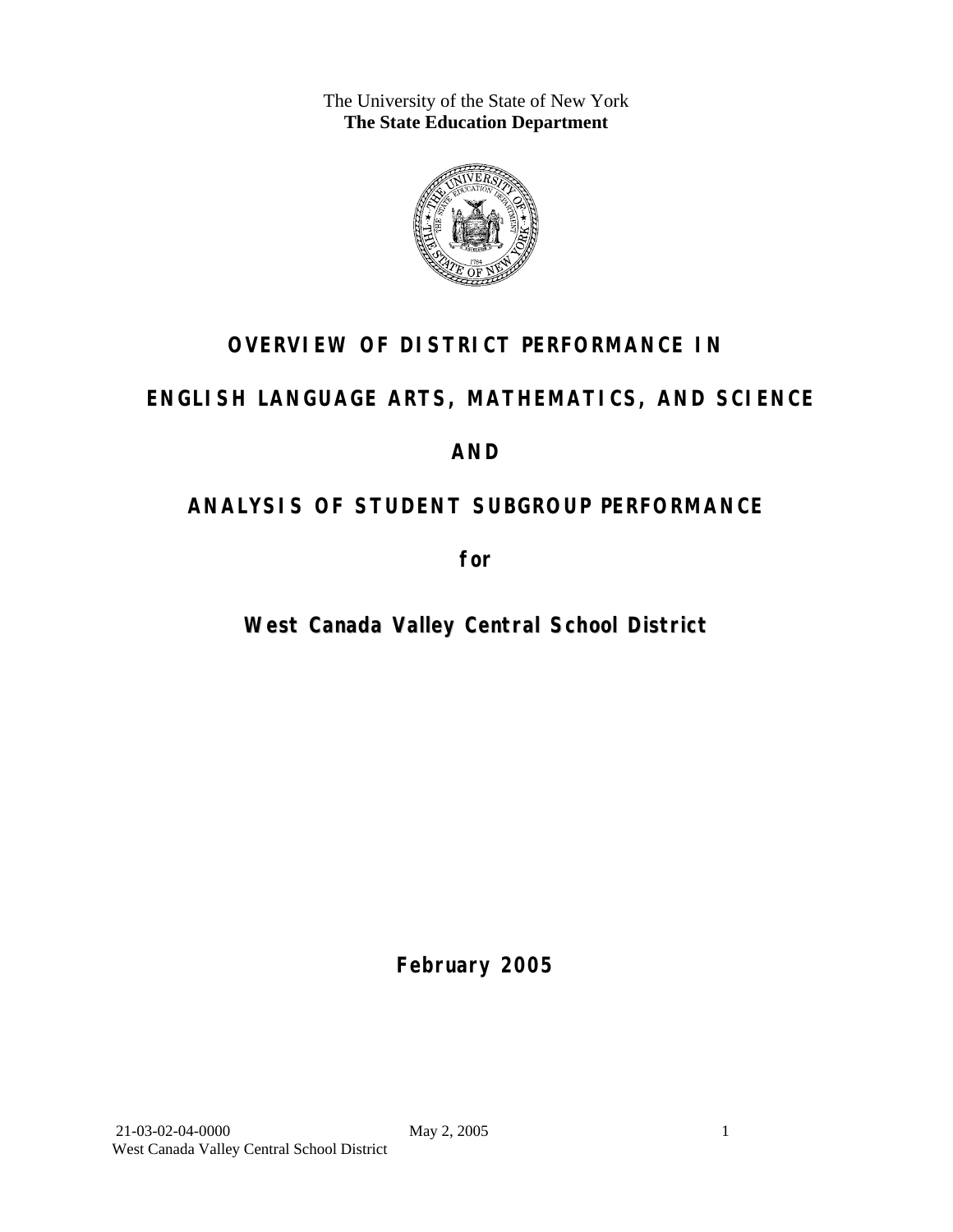The University of the State of New York
**The State Education Department**

# OVERVIEW OF DISTRICT PERFORMANCE IN

# ENGLISH LANGUAGE ARTS, MATHEMATICS, AND SCIENCE

# AND

# ANALYSIS OF STUDENT SUBGROUP PERFORMANCE

## for

## West Canada Valley Central School District

**February 2005**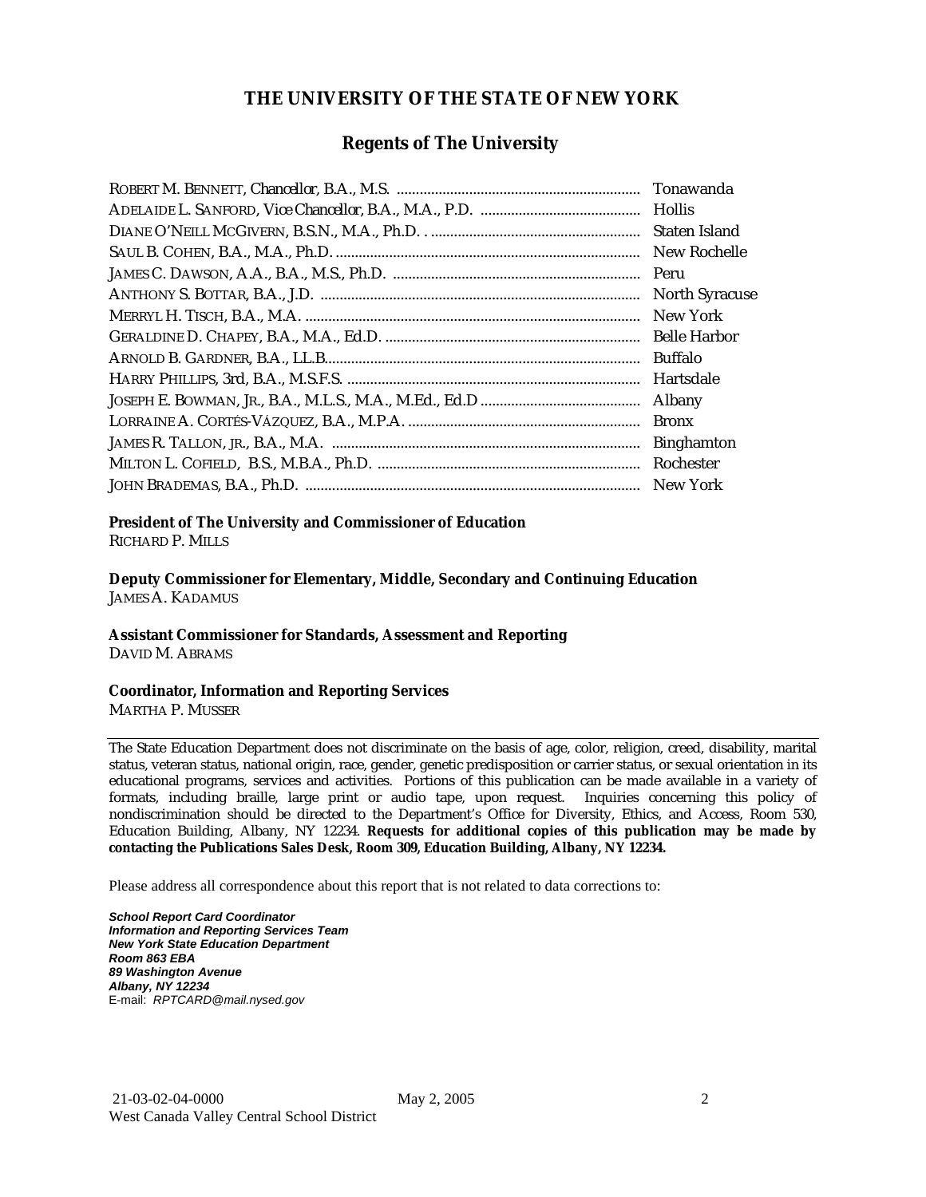## THE UNIVERSITY OF THE STATE OF NEW YORK

### Regents of The University

| | |
|---|---|
| ROBERT M. BENNETT, *Chancellor*, B.A., M.S. | Tonawanda |
| ADELAIDE L. SANFORD, *Vice Chancellor*, B.A., M.A., P.D. | Hollis |
| DIANE O'NEILL MCGIVERN, B.S.N., M.A., Ph.D. | Staten Island |
| SAUL B. COHEN, B.A., M.A., Ph.D. | New Rochelle |
| JAMES C. DAWSON, A.A., B.A., M.S., Ph.D. | Peru |
| ANTHONY S. BOTTAR, B.A., J.D. | North Syracuse |
| MERRYL H. TISCH, B.A., M.A. | New York |
| GERALDINE D. CHAPEY, B.A., M.A., Ed.D. | Belle Harbor |
| ARNOLD B. GARDNER, B.A., LL.B. | Buffalo |
| HARRY PHILLIPS, 3rd, B.A., M.S.F.S. | Hartsdale |
| JOSEPH E. BOWMAN, JR., B.A., M.L.S., M.A., M.Ed., Ed.D | Albany |
| LORRAINE A. CORTÉS-VÁZQUEZ, B.A., M.P.A. | Bronx |
| JAMES R. TALLON, JR., B.A., M.A. | Binghamton |
| MILTON L. COFIELD, B.S., M.B.A., Ph.D. | Rochester |
| JOHN BRADEMAS, B.A., Ph.D. | New York |

**President of The University and Commissioner of Education**
RICHARD P. MILLS

**Deputy Commissioner for Elementary, Middle, Secondary and Continuing Education**
JAMES A. KADAMUS

**Assistant Commissioner for Standards, Assessment and Reporting**
DAVID M. ABRAMS

**Coordinator, Information and Reporting Services**
MARTHA P. MUSSER

---

The State Education Department does not discriminate on the basis of age, color, religion, creed, disability, marital status, veteran status, national origin, race, gender, genetic predisposition or carrier status, or sexual orientation in its educational programs, services and activities. Portions of this publication can be made available in a variety of formats, including braille, large print or audio tape, upon request. Inquiries concerning this policy of nondiscrimination should be directed to the Department's Office for Diversity, Ethics, and Access, Room 530, Education Building, Albany, NY 12234. **Requests for additional copies of this publication may be made by contacting the Publications Sales Desk, Room 309, Education Building, Albany, NY 12234.**

Please address all correspondence about this report that is not related to data corrections to:

***School Report Card Coordinator***
***Information and Reporting Services Team***
***New York State Education Department***
***Room 863 EBA***
***89 Washington Avenue***
***Albany, NY 12234***
E-mail: *RPTCARD@mail.nysed.gov*

21-03-02-04-0000 May 2, 2005
West Canada Valley Central School District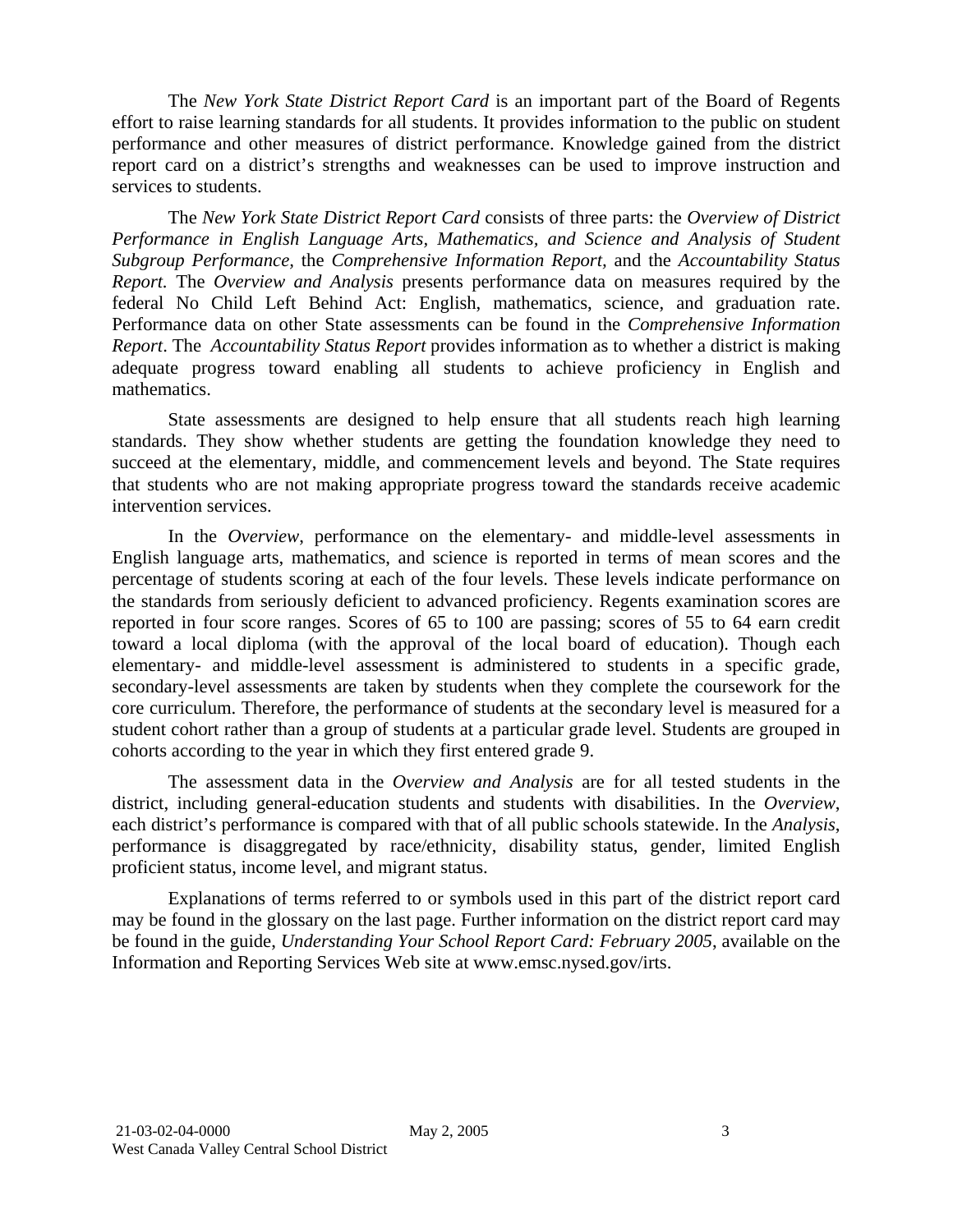The *New York State District Report Card* is an important part of the Board of Regents effort to raise learning standards for all students. It provides information to the public on student performance and other measures of district performance. Knowledge gained from the district report card on a district's strengths and weaknesses can be used to improve instruction and services to students.

The *New York State District Report Card* consists of three parts: the *Overview of District Performance in English Language Arts, Mathematics, and Science and Analysis of Student Subgroup Performance,* the *Comprehensive Information Report,* and the *Accountability Status Report.* The *Overview and Analysis* presents performance data on measures required by the federal No Child Left Behind Act: English, mathematics, science, and graduation rate. Performance data on other State assessments can be found in the *Comprehensive Information Report*. The *Accountability Status Report* provides information as to whether a district is making adequate progress toward enabling all students to achieve proficiency in English and mathematics.

State assessments are designed to help ensure that all students reach high learning standards. They show whether students are getting the foundation knowledge they need to succeed at the elementary, middle, and commencement levels and beyond. The State requires that students who are not making appropriate progress toward the standards receive academic intervention services.

In the *Overview*, performance on the elementary- and middle-level assessments in English language arts, mathematics, and science is reported in terms of mean scores and the percentage of students scoring at each of the four levels. These levels indicate performance on the standards from seriously deficient to advanced proficiency. Regents examination scores are reported in four score ranges. Scores of 65 to 100 are passing; scores of 55 to 64 earn credit toward a local diploma (with the approval of the local board of education). Though each elementary- and middle-level assessment is administered to students in a specific grade, secondary-level assessments are taken by students when they complete the coursework for the core curriculum. Therefore, the performance of students at the secondary level is measured for a student cohort rather than a group of students at a particular grade level. Students are grouped in cohorts according to the year in which they first entered grade 9.

The assessment data in the *Overview and Analysis* are for all tested students in the district, including general-education students and students with disabilities. In the *Overview*, each district's performance is compared with that of all public schools statewide. In the *Analysis*, performance is disaggregated by race/ethnicity, disability status, gender, limited English proficient status, income level, and migrant status.

Explanations of terms referred to or symbols used in this part of the district report card may be found in the glossary on the last page. Further information on the district report card may be found in the guide, *Understanding Your School Report Card: February 2005*, available on the Information and Reporting Services Web site at www.emsc.nysed.gov/irts.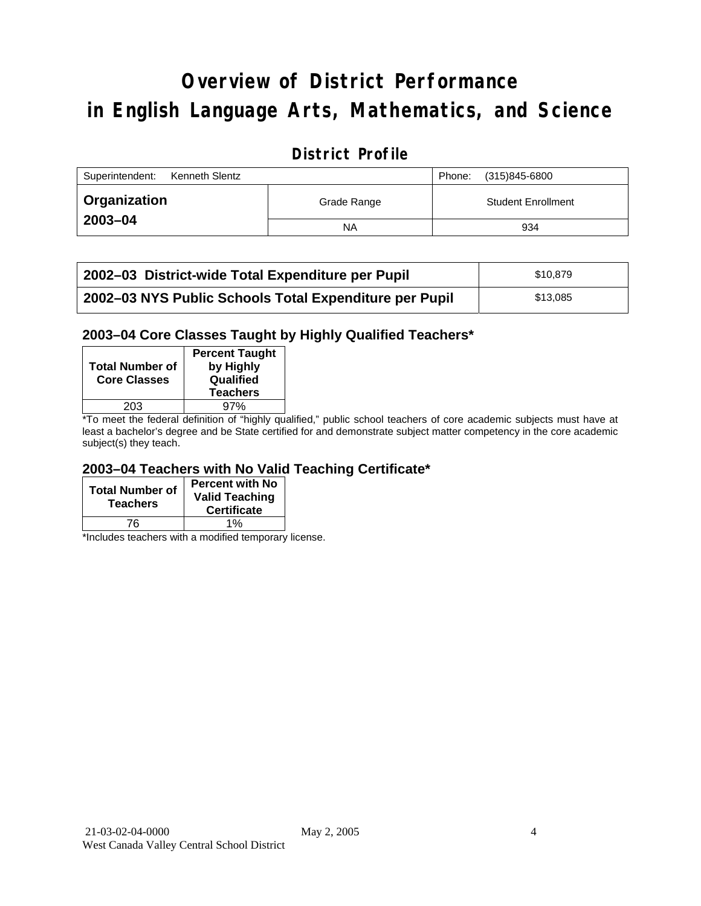# Overview of District Performance in English Language Arts, Mathematics, and Science

## District Profile

| Superintendent: Kenneth Slentz | | Phone: (315)845-6800 |
|---|---|---|
| **Organization 2003–04** | Grade Range | Student Enrollment |
| | NA | 934 |

| | |
|---|---|
| **2002–03 District-wide Total Expenditure per Pupil** | $10,879 |
| **2002–03 NYS Public Schools Total Expenditure per Pupil** | $13,085 |

### 2003–04 Core Classes Taught by Highly Qualified Teachers*

| Total Number of Core Classes | Percent Taught by Highly Qualified Teachers |
|---|---|
| 203 | 97% |

*To meet the federal definition of "highly qualified," public school teachers of core academic subjects must have at least a bachelor's degree and be State certified for and demonstrate subject matter competency in the core academic subject(s) they teach.

### 2003–04 Teachers with No Valid Teaching Certificate*

| Total Number of Teachers | Percent with No Valid Teaching Certificate |
|---|---|
| 76 | 1% |

*Includes teachers with a modified temporary license.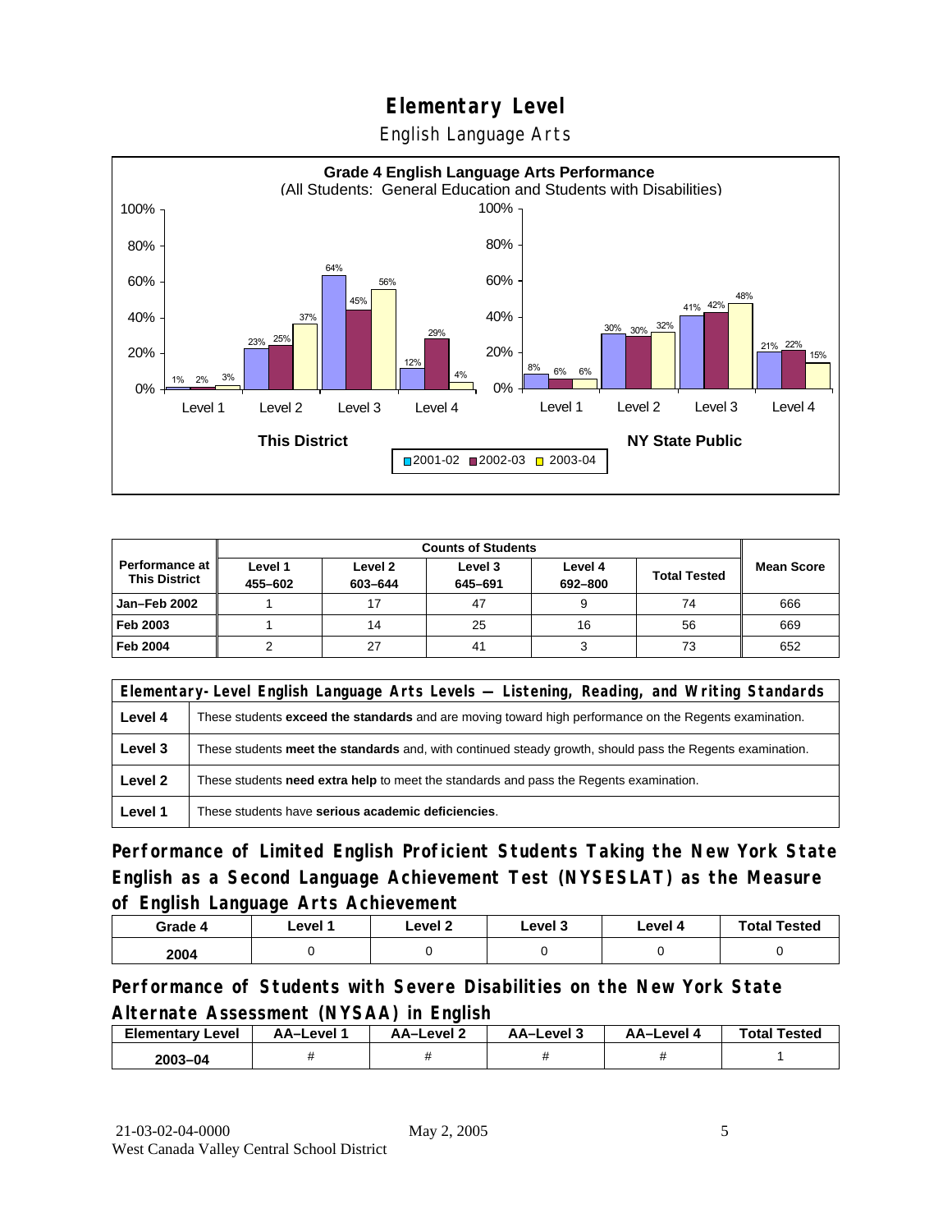# Elementary Level

English Language Arts

**Grade 4 English Language Arts Performance**
(All Students: General Education and Students with Disabilities)

| | Level 1 | Level 2 | Level 3 | Level 4 |
|---|---|---|---|---|
| **This District** 2001-02 | 1% | 23% | 64% | 12% |
| **This District** 2002-03 | 2% | 25% | 45% | 29% |
| **This District** 2003-04 | 3% | 37% | 56% | 4% |
| **NY State Public** 2001-02 | 8% | 30% | 41% | 21% |
| **NY State Public** 2002-03 | 6% | 30% | 42% | 22% |
| **NY State Public** 2003-04 | 6% | 32% | 48% | 15% |

| Performance at This District | Counts of Students | | | | | Mean Score |
|---|---|---|---|---|---|---|
| | Level 1 455–602 | Level 2 603–644 | Level 3 645–691 | Level 4 692–800 | Total Tested | |
| Jan–Feb 2002 | 1 | 17 | 47 | 9 | 74 | 666 |
| Feb 2003 | 1 | 14 | 25 | 16 | 56 | 669 |
| Feb 2004 | 2 | 27 | 41 | 3 | 73 | 652 |

| Elementary-Level English Language Arts Levels — Listening, Reading, and Writing Standards | |
|---|---|
| Level 4 | These students **exceed the standards** and are moving toward high performance on the Regents examination. |
| Level 3 | These students **meet the standards** and, with continued steady growth, should pass the Regents examination. |
| Level 2 | These students **need extra help** to meet the standards and pass the Regents examination. |
| Level 1 | These students have **serious academic deficiencies**. |

## Performance of Limited English Proficient Students Taking the New York State English as a Second Language Achievement Test (NYSESLAT) as the Measure of English Language Arts Achievement

| Grade 4 | Level 1 | Level 2 | Level 3 | Level 4 | Total Tested |
|---|---|---|---|---|---|
| 2004 | 0 | 0 | 0 | 0 | 0 |

## Performance of Students with Severe Disabilities on the New York State Alternate Assessment (NYSAA) in English

| Elementary Level | AA–Level 1 | AA–Level 2 | AA–Level 3 | AA–Level 4 | Total Tested |
|---|---|---|---|---|---|
| 2003–04 | # | # | # | # | 1 |

21-03-02-04-0000 May 2, 2005
West Canada Valley Central School District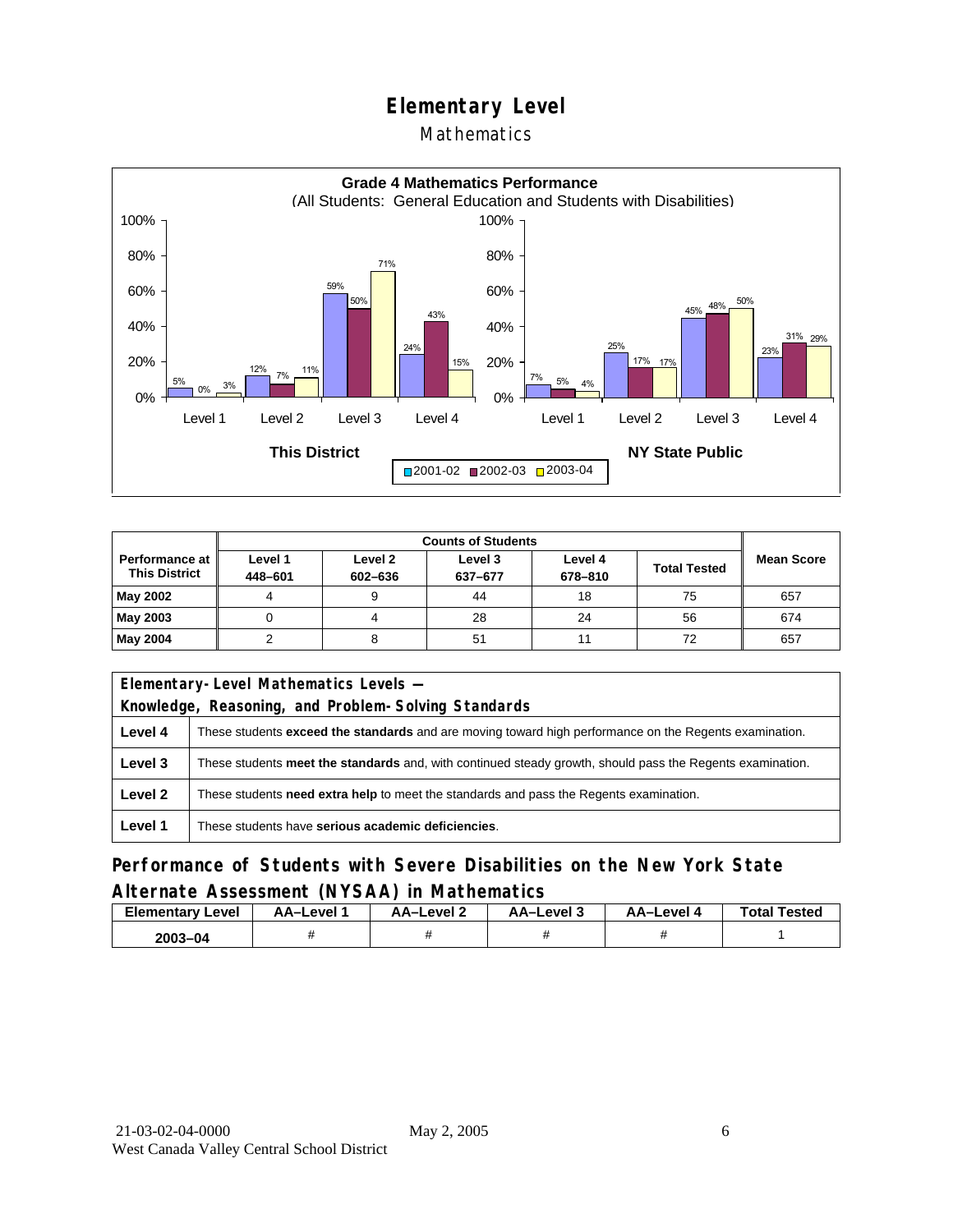# Elementary Level

## Mathematics

**Grade 4 Mathematics Performance**
(All Students: General Education and Students with Disabilities)

| | This District 2001-02 | This District 2002-03 | This District 2003-04 | NY State Public 2001-02 | NY State Public 2002-03 | NY State Public 2003-04 |
|---|---|---|---|---|---|---|
| Level 1 | 5% | 0% | 3% | 7% | 5% | 4% |
| Level 2 | 12% | 7% | 11% | 25% | 17% | 17% |
| Level 3 | 59% | 50% | 71% | 45% | 48% | 50% |
| Level 4 | 24% | 43% | 15% | 23% | 31% | 29% |

| Performance at This District | Counts of Students | | | | | Mean Score |
|---|---|---|---|---|---|---|
| | Level 1 448–601 | Level 2 602–636 | Level 3 637–677 | Level 4 678–810 | Total Tested | |
| **May 2002** | 4 | 9 | 44 | 18 | 75 | 657 |
| **May 2003** | 0 | 4 | 28 | 24 | 56 | 674 |
| **May 2004** | 2 | 8 | 51 | 11 | 72 | 657 |

| Elementary-Level Mathematics Levels — Knowledge, Reasoning, and Problem-Solving Standards | |
|---|---|
| **Level 4** | These students **exceed the standards** and are moving toward high performance on the Regents examination. |
| **Level 3** | These students **meet the standards** and, with continued steady growth, should pass the Regents examination. |
| **Level 2** | These students **need extra help** to meet the standards and pass the Regents examination. |
| **Level 1** | These students have **serious academic deficiencies**. |

### Performance of Students with Severe Disabilities on the New York State Alternate Assessment (NYSAA) in Mathematics

| Elementary Level | AA–Level 1 | AA–Level 2 | AA–Level 3 | AA–Level 4 | Total Tested |
|---|---|---|---|---|---|
| 2003–04 | # | # | # | # | 1 |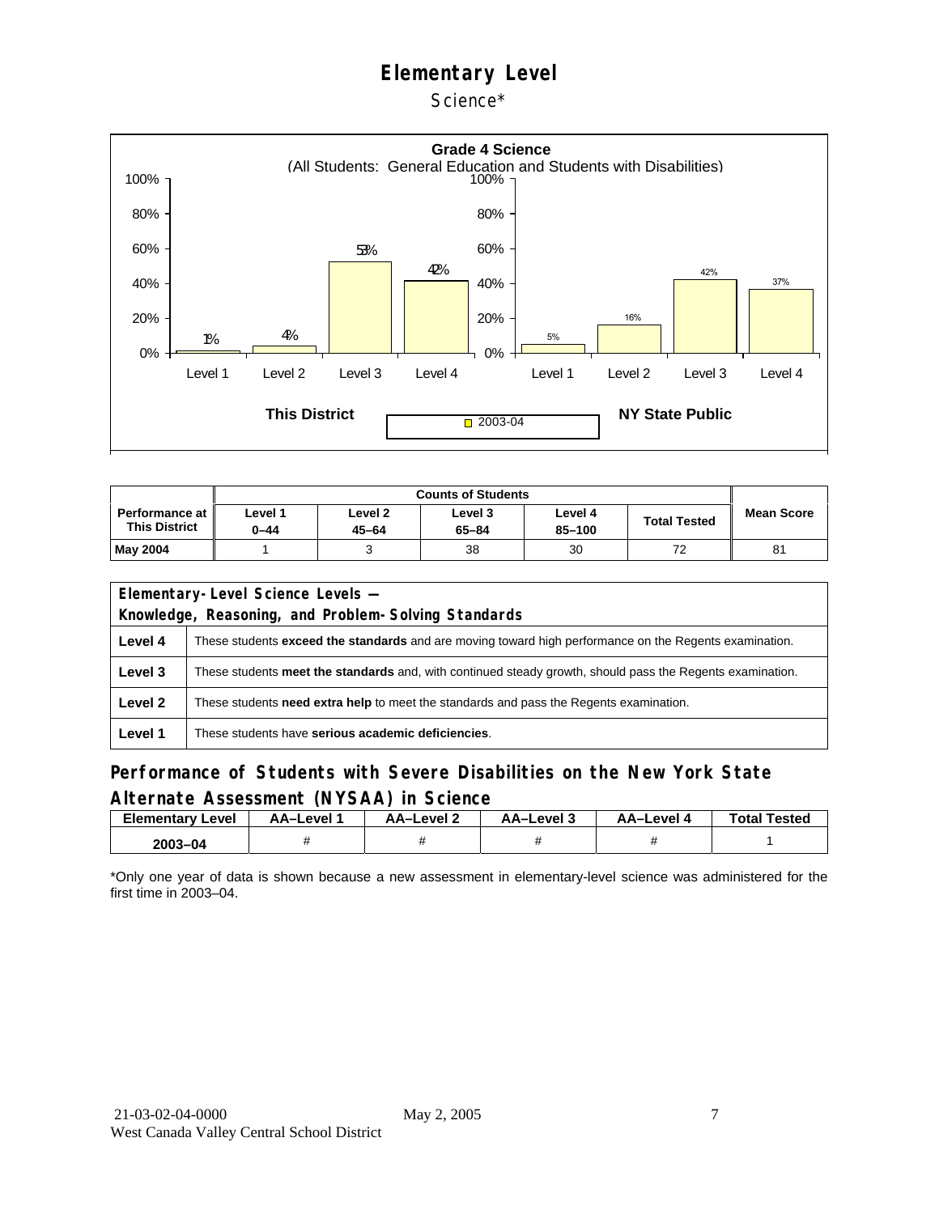# Elementary Level

Science*

**Grade 4 Science**
(All Students: General Education and Students with Disabilities)

| | Level 1 | Level 2 | Level 3 | Level 4 |
|---|---|---|---|---|
| This District (2003-04) | 1% | 4% | 53% | 42% |
| NY State Public (2003-04) | 5% | 16% | 42% | 37% |

| Performance at This District | Counts of Students | | | | | Mean Score |
|---|---|---|---|---|---|---|
| | Level 1 0–44 | Level 2 45–64 | Level 3 65–84 | Level 4 85–100 | Total Tested | |
| May 2004 | 1 | 3 | 38 | 30 | 72 | 81 |

| Elementary-Level Science Levels — Knowledge, Reasoning, and Problem-Solving Standards | |
|---|---|
| Level 4 | These students **exceed the standards** and are moving toward high performance on the Regents examination. |
| Level 3 | These students **meet the standards** and, with continued steady growth, should pass the Regents examination. |
| Level 2 | These students **need extra help** to meet the standards and pass the Regents examination. |
| Level 1 | These students have **serious academic deficiencies**. |

## Performance of Students with Severe Disabilities on the New York State Alternate Assessment (NYSAA) in Science

| Elementary Level | AA–Level 1 | AA–Level 2 | AA–Level 3 | AA–Level 4 | Total Tested |
|---|---|---|---|---|---|
| 2003–04 | # | # | # | # | 1 |

*Only one year of data is shown because a new assessment in elementary-level science was administered for the first time in 2003–04.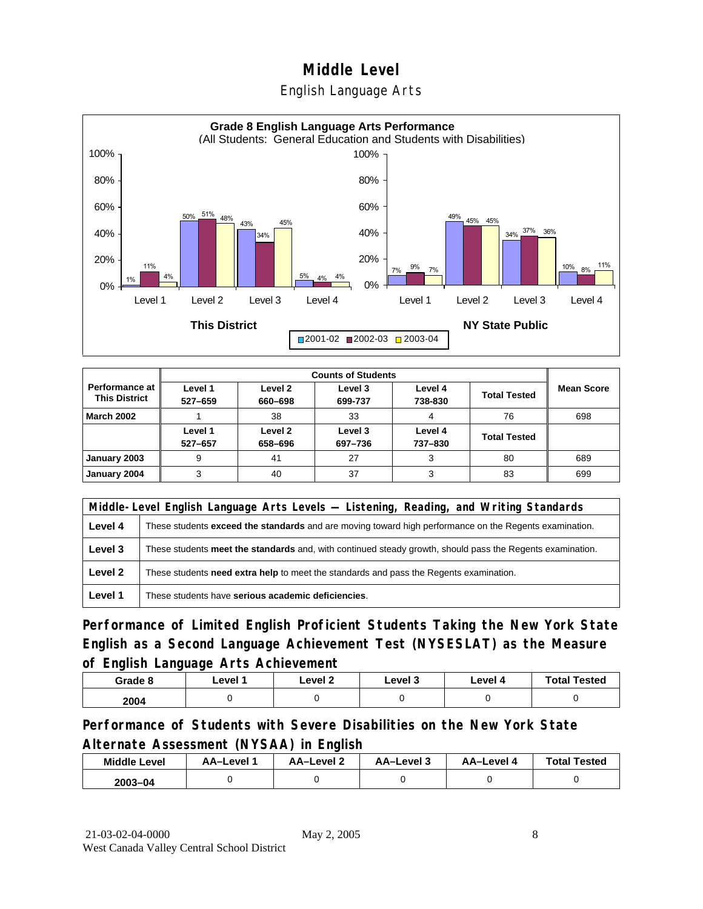# Middle Level

## English Language Arts

**Grade 8 English Language Arts Performance**
(All Students: General Education and Students with Disabilities)

| | Level 1 | Level 2 | Level 3 | Level 4 |
|---|---|---|---|---|
| **This District** 2001-02 | 1% | 50% | 43% | 5% |
| **This District** 2002-03 | 11% | 51% | 34% | 4% |
| **This District** 2003-04 | 4% | 48% | 45% | 4% |
| **NY State Public** 2001-02 | 7% | 49% | 34% | 10% |
| **NY State Public** 2002-03 | 9% | 45% | 37% | 8% |
| **NY State Public** 2003-04 | 7% | 45% | 36% | 11% |

| Performance at This District | Counts of Students | | | | | Mean Score |
|---|---|---|---|---|---|---|
| | Level 1 527–659 | Level 2 660–698 | Level 3 699-737 | Level 4 738-830 | Total Tested | |
| **March 2002** | 1 | 38 | 33 | 4 | 76 | 698 |
| | Level 1 527–657 | Level 2 658–696 | Level 3 697–736 | Level 4 737–830 | Total Tested | |
| **January 2003** | 9 | 41 | 27 | 3 | 80 | 689 |
| **January 2004** | 3 | 40 | 37 | 3 | 83 | 699 |

| Middle-Level English Language Arts Levels — Listening, Reading, and Writing Standards | |
|---|---|
| **Level 4** | These students **exceed the standards** and are moving toward high performance on the Regents examination. |
| **Level 3** | These students **meet the standards** and, with continued steady growth, should pass the Regents examination. |
| **Level 2** | These students **need extra help** to meet the standards and pass the Regents examination. |
| **Level 1** | These students have **serious academic deficiencies**. |

## Performance of Limited English Proficient Students Taking the New York State English as a Second Language Achievement Test (NYSESLAT) as the Measure of English Language Arts Achievement

| Grade 8 | Level 1 | Level 2 | Level 3 | Level 4 | Total Tested |
|---|---|---|---|---|---|
| 2004 | 0 | 0 | 0 | 0 | 0 |

## Performance of Students with Severe Disabilities on the New York State Alternate Assessment (NYSAA) in English

| Middle Level | AA–Level 1 | AA–Level 2 | AA–Level 3 | AA–Level 4 | Total Tested |
|---|---|---|---|---|---|
| 2003–04 | 0 | 0 | 0 | 0 | 0 |

21-03-02-04-0000 May 2, 2005
West Canada Valley Central School District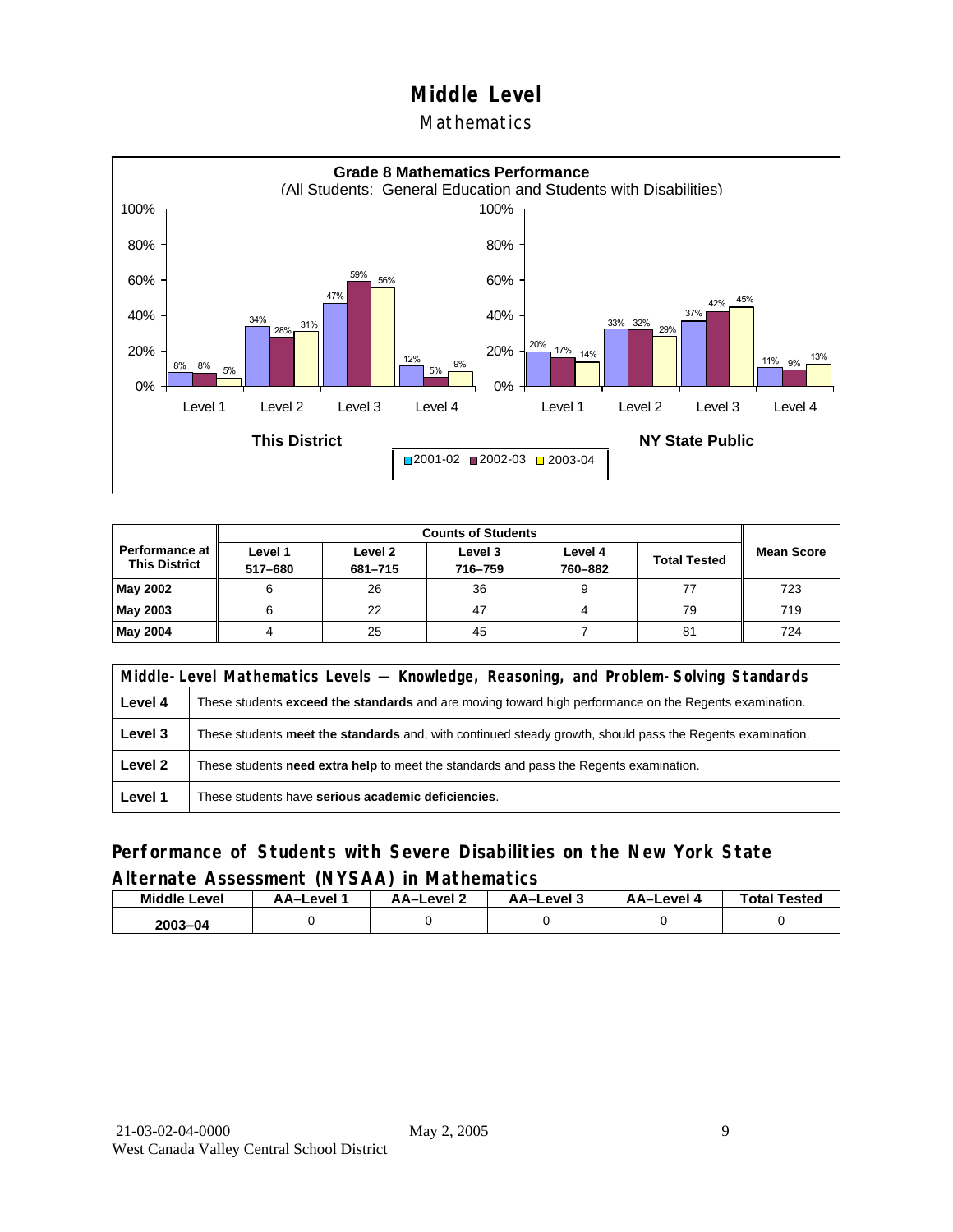# Middle Level

## Mathematics

**Grade 8 Mathematics Performance**
(All Students: General Education and Students with Disabilities)

| | Level 1 | Level 2 | Level 3 | Level 4 |
|---|---|---|---|---|
| **This District** 2001-02 | 8% | 34% | 47% | 12% |
| **This District** 2002-03 | 8% | 28% | 59% | 5% |
| **This District** 2003-04 | 5% | 31% | 56% | 9% |
| **NY State Public** 2001-02 | 20% | 33% | 37% | 11% |
| **NY State Public** 2002-03 | 17% | 32% | 42% | 9% |
| **NY State Public** 2003-04 | 14% | 29% | 45% | 13% |

| Performance at This District | Counts of Students | | | | | Mean Score |
|---|---|---|---|---|---|---|
| | Level 1 517–680 | Level 2 681–715 | Level 3 716–759 | Level 4 760–882 | Total Tested | |
| **May 2002** | 6 | 26 | 36 | 9 | 77 | 723 |
| **May 2003** | 6 | 22 | 47 | 4 | 79 | 719 |
| **May 2004** | 4 | 25 | 45 | 7 | 81 | 724 |

| Middle-Level Mathematics Levels — Knowledge, Reasoning, and Problem-Solving Standards | |
|---|---|
| **Level 4** | These students **exceed the standards** and are moving toward high performance on the Regents examination. |
| **Level 3** | These students **meet the standards** and, with continued steady growth, should pass the Regents examination. |
| **Level 2** | These students **need extra help** to meet the standards and pass the Regents examination. |
| **Level 1** | These students have **serious academic deficiencies**. |

## Performance of Students with Severe Disabilities on the New York State Alternate Assessment (NYSAA) in Mathematics

| Middle Level | AA–Level 1 | AA–Level 2 | AA–Level 3 | AA–Level 4 | Total Tested |
|---|---|---|---|---|---|
| 2003–04 | 0 | 0 | 0 | 0 | 0 |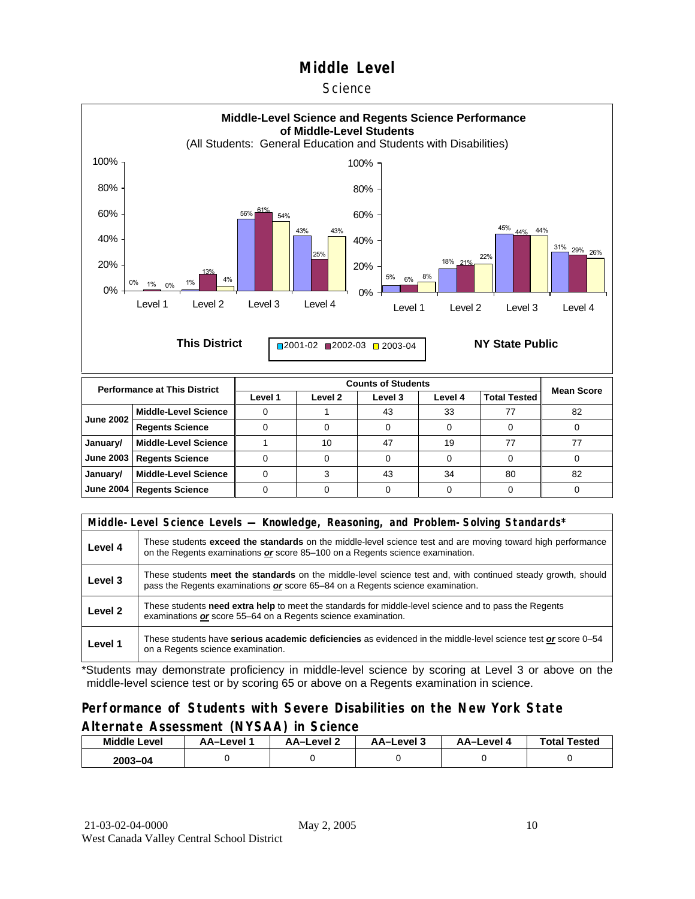# Middle Level

Science

**Middle-Level Science and Regents Science Performance of Middle-Level Students**
(All Students: General Education and Students with Disabilities)

**This District** — 2001-02 / 2002-03 / 2003-04

| | 2001-02 | 2002-03 | 2003-04 |
|---|---|---|---|
| Level 1 | 0% | 1% | 0% |
| Level 2 | 1% | 13% | 4% |
| Level 3 | 56% | 61% | 54% |
| Level 4 | 43% | 25% | 43% |

**NY State Public** — 2001-02 / 2002-03 / 2003-04

| | 2001-02 | 2002-03 | 2003-04 |
|---|---|---|---|
| Level 1 | 5% | 6% | 8% |
| Level 2 | 18% | 21% | 22% |
| Level 3 | 45% | 44% | 44% |
| Level 4 | 31% | 29% | 26% |

| Performance at This District | | Counts of Students | | | | | Mean Score |
|---|---|---|---|---|---|---|---|
| | | Level 1 | Level 2 | Level 3 | Level 4 | Total Tested | |
| June 2002 | Middle-Level Science | 0 | 1 | 43 | 33 | 77 | 82 |
| | Regents Science | 0 | 0 | 0 | 0 | 0 | 0 |
| January/ June 2003 | Middle-Level Science | 1 | 10 | 47 | 19 | 77 | 77 |
| | Regents Science | 0 | 0 | 0 | 0 | 0 | 0 |
| January/ June 2004 | Middle-Level Science | 0 | 3 | 43 | 34 | 80 | 82 |
| | Regents Science | 0 | 0 | 0 | 0 | 0 | 0 |

| Middle-Level Science Levels — Knowledge, Reasoning, and Problem-Solving Standards* | |
|---|---|
| Level 4 | These students **exceed the standards** on the middle-level science test and are moving toward high performance on the Regents examinations ***or*** score 85–100 on a Regents science examination. |
| Level 3 | These students **meet the standards** on the middle-level science test and, with continued steady growth, should pass the Regents examinations ***or*** score 65–84 on a Regents science examination. |
| Level 2 | These students **need extra help** to meet the standards for middle-level science and to pass the Regents examinations ***or*** score 55–64 on a Regents science examination. |
| Level 1 | These students have **serious academic deficiencies** as evidenced in the middle-level science test ***or*** score 0–54 on a Regents science examination. |

*Students may demonstrate proficiency in middle-level science by scoring at Level 3 or above on the middle-level science test or by scoring 65 or above on a Regents examination in science.

## Performance of Students with Severe Disabilities on the New York State Alternate Assessment (NYSAA) in Science

| Middle Level | AA–Level 1 | AA–Level 2 | AA–Level 3 | AA–Level 4 | Total Tested |
|---|---|---|---|---|---|
| 2003–04 | 0 | 0 | 0 | 0 | 0 |

21-03-02-04-0000 May 2, 2005
West Canada Valley Central School District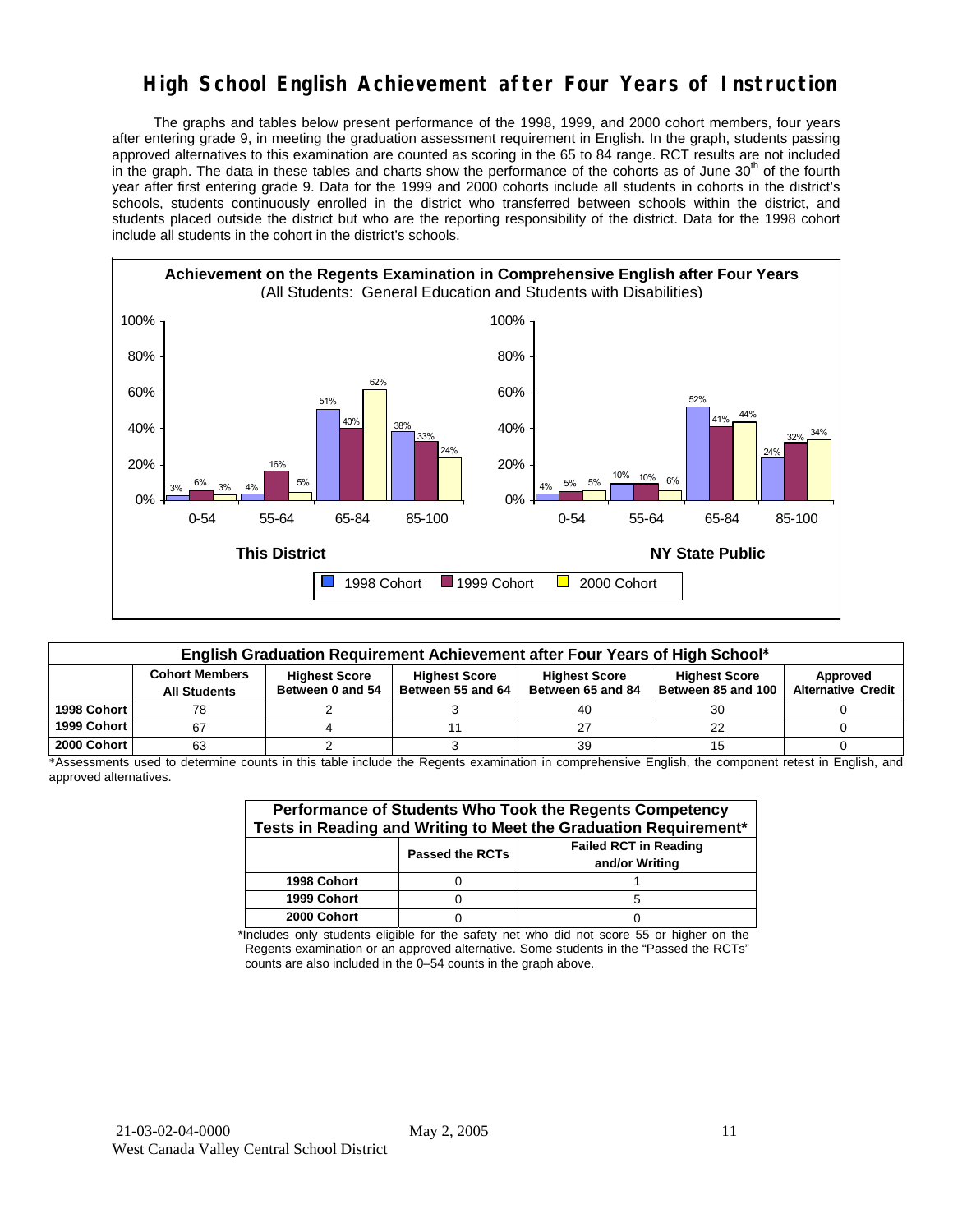# High School English Achievement after Four Years of Instruction

The graphs and tables below present performance of the 1998, 1999, and 2000 cohort members, four years after entering grade 9, in meeting the graduation assessment requirement in English. In the graph, students passing approved alternatives to this examination are counted as scoring in the 65 to 84 range. RCT results are not included in the graph. The data in these tables and charts show the performance of the cohorts as of June 30th of the fourth year after first entering grade 9. Data for the 1999 and 2000 cohorts include all students in cohorts in the district's schools, students continuously enrolled in the district who transferred between schools within the district, and students placed outside the district but who are the reporting responsibility of the district. Data for the 1998 cohort include all students in the cohort in the district's schools.

**Achievement on the Regents Examination in Comprehensive English after Four Years**
(All Students: General Education and Students with Disabilities)

**This District**

| Score Range | 1998 Cohort | 1999 Cohort | 2000 Cohort |
|---|---|---|---|
| 0-54 | 3% | 6% | 3% |
| 55-64 | 4% | 16% | 5% |
| 65-84 | 51% | 40% | 62% |
| 85-100 | 38% | 33% | 24% |

**NY State Public**

| Score Range | 1998 Cohort | 1999 Cohort | 2000 Cohort |
|---|---|---|---|
| 0-54 | 4% | 5% | 5% |
| 55-64 | 10% | 10% | 6% |
| 65-84 | 52% | 41% | 44% |
| 85-100 | 24% | 32% | 34% |

| English Graduation Requirement Achievement after Four Years of High School* | | | | | | |
|---|---|---|---|---|---|---|
| | Cohort Members All Students | Highest Score Between 0 and 54 | Highest Score Between 55 and 64 | Highest Score Between 65 and 84 | Highest Score Between 85 and 100 | Approved Alternative Credit |
| 1998 Cohort | 78 | 2 | 3 | 40 | 30 | 0 |
| 1999 Cohort | 67 | 4 | 11 | 27 | 22 | 0 |
| 2000 Cohort | 63 | 2 | 3 | 39 | 15 | 0 |

*Assessments used to determine counts in this table include the Regents examination in comprehensive English, the component retest in English, and approved alternatives.

| Performance of Students Who Took the Regents Competency Tests in Reading and Writing to Meet the Graduation Requirement* | | |
|---|---|---|
| | Passed the RCTs | Failed RCT in Reading and/or Writing |
| 1998 Cohort | 0 | 1 |
| 1999 Cohort | 0 | 5 |
| 2000 Cohort | 0 | 0 |

*Includes only students eligible for the safety net who did not score 55 or higher on the Regents examination or an approved alternative. Some students in the "Passed the RCTs" counts are also included in the 0–54 counts in the graph above.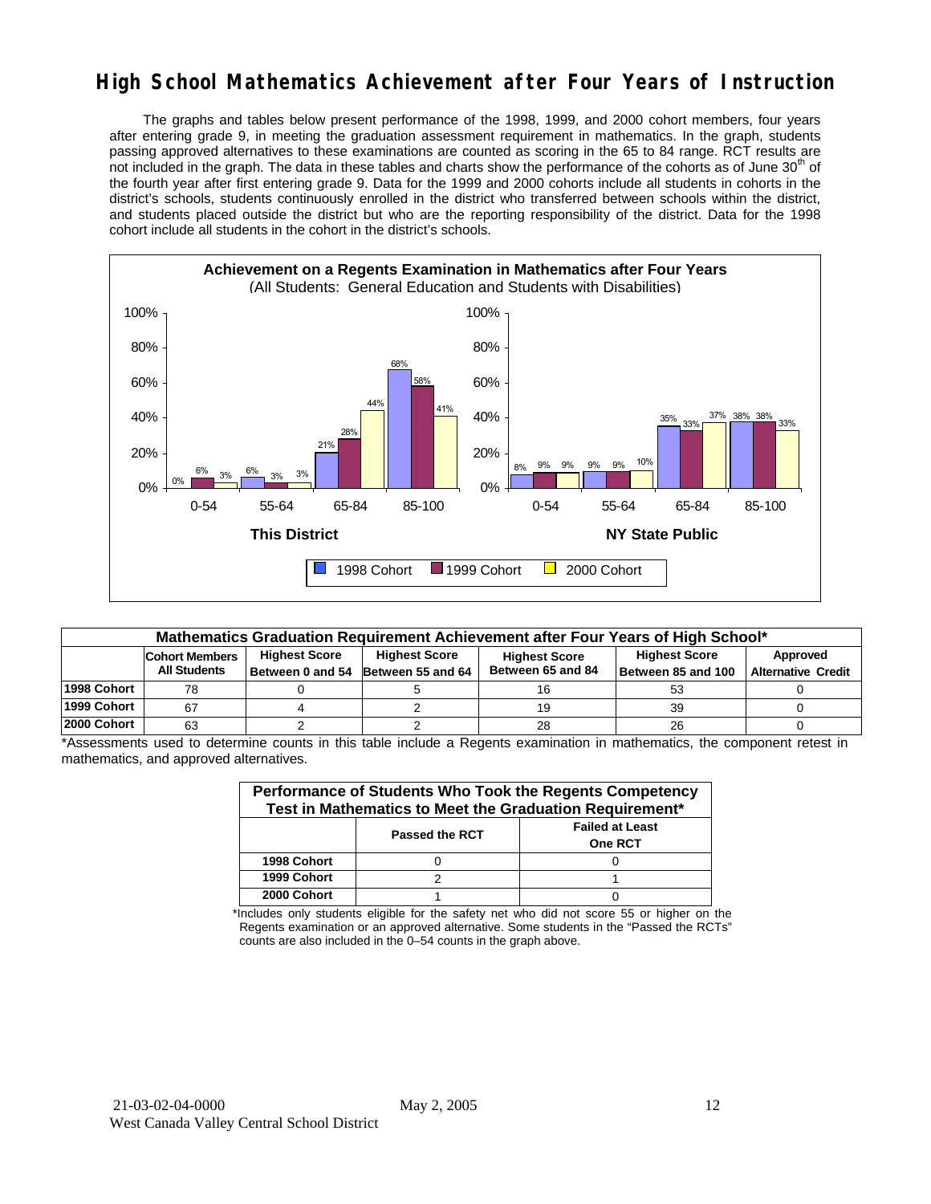# High School Mathematics Achievement after Four Years of Instruction

The graphs and tables below present performance of the 1998, 1999, and 2000 cohort members, four years after entering grade 9, in meeting the graduation assessment requirement in mathematics. In the graph, students passing approved alternatives to these examinations are counted as scoring in the 65 to 84 range. RCT results are not included in the graph. The data in these tables and charts show the performance of the cohorts as of June 30th of the fourth year after first entering grade 9. Data for the 1999 and 2000 cohorts include all students in cohorts in the district's schools, students continuously enrolled in the district who transferred between schools within the district, and students placed outside the district but who are the reporting responsibility of the district. Data for the 1998 cohort include all students in the cohort in the district's schools.

**Achievement on a Regents Examination in Mathematics after Four Years**
(All Students: General Education and Students with Disabilities)

| | This District 0-54 | This District 55-64 | This District 65-84 | This District 85-100 | NY State Public 0-54 | NY State Public 55-64 | NY State Public 65-84 | NY State Public 85-100 |
|---|---|---|---|---|---|---|---|---|
| 1998 Cohort | 0% | 6% | 21% | 68% | 8% | 9% | 35% | 38% |
| 1999 Cohort | 6% | 3% | 28% | 58% | 9% | 9% | 33% | 38% |
| 2000 Cohort | 3% | 3% | 44% | 41% | 9% | 10% | 37% | 33% |

| Mathematics Graduation Requirement Achievement after Four Years of High School* | | | | | | |
|---|---|---|---|---|---|---|
| | Cohort Members All Students | Highest Score Between 0 and 54 | Highest Score Between 55 and 64 | Highest Score Between 65 and 84 | Highest Score Between 85 and 100 | Approved Alternative Credit |
| 1998 Cohort | 78 | 0 | 5 | 16 | 53 | 0 |
| 1999 Cohort | 67 | 4 | 2 | 19 | 39 | 0 |
| 2000 Cohort | 63 | 2 | 2 | 28 | 26 | 0 |

*Assessments used to determine counts in this table include a Regents examination in mathematics, the component retest in mathematics, and approved alternatives.

| Performance of Students Who Took the Regents Competency Test in Mathematics to Meet the Graduation Requirement* | | |
|---|---|---|
| | Passed the RCT | Failed at Least One RCT |
| 1998 Cohort | 0 | 0 |
| 1999 Cohort | 2 | 1 |
| 2000 Cohort | 1 | 0 |

*Includes only students eligible for the safety net who did not score 55 or higher on the Regents examination or an approved alternative. Some students in the "Passed the RCTs" counts are also included in the 0–54 counts in the graph above.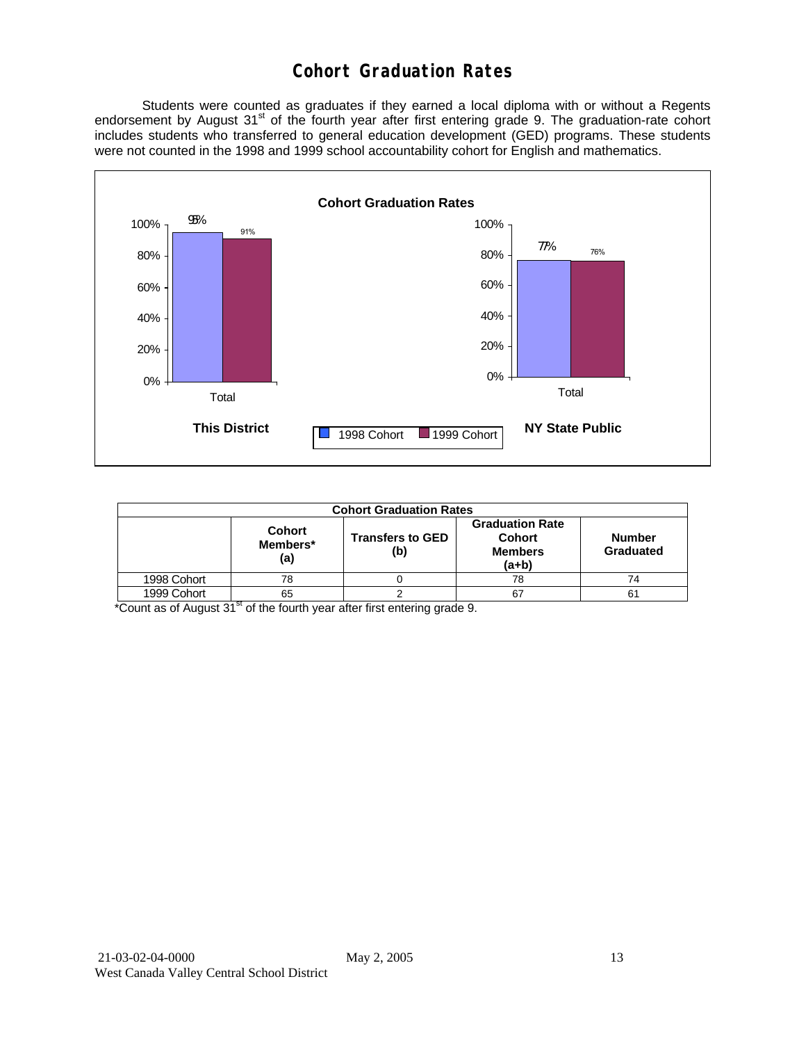# Cohort Graduation Rates

Students were counted as graduates if they earned a local diploma with or without a Regents endorsement by August 31st of the fourth year after first entering grade 9. The graduation-rate cohort includes students who transferred to general education development (GED) programs. These students were not counted in the 1998 and 1999 school accountability cohort for English and mathematics.

**Cohort Graduation Rates**

| | This District – Total | NY State Public – Total |
|---|---|---|
| 1998 Cohort | 95% | 77% |
| 1999 Cohort | 91% | 76% |

| Cohort Graduation Rates | | | | |
|---|---|---|---|---|
| | Cohort Members* (a) | Transfers to GED (b) | Graduation Rate Cohort Members (a+b) | Number Graduated |
| 1998 Cohort | 78 | 0 | 78 | 74 |
| 1999 Cohort | 65 | 2 | 67 | 61 |

*Count as of August 31st of the fourth year after first entering grade 9.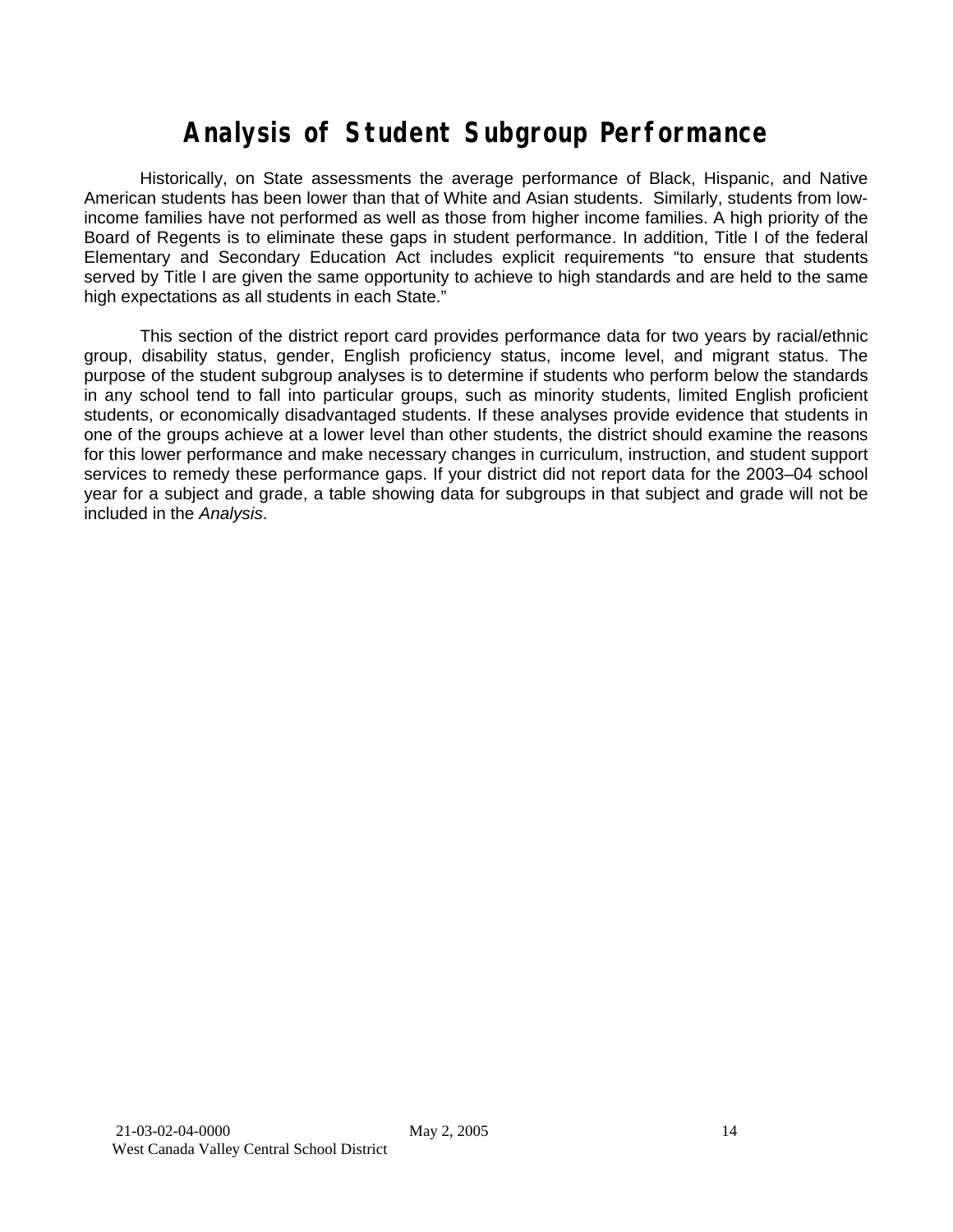# Analysis of Student Subgroup Performance

Historically, on State assessments the average performance of Black, Hispanic, and Native American students has been lower than that of White and Asian students. Similarly, students from low-income families have not performed as well as those from higher income families. A high priority of the Board of Regents is to eliminate these gaps in student performance. In addition, Title I of the federal Elementary and Secondary Education Act includes explicit requirements "to ensure that students served by Title I are given the same opportunity to achieve to high standards and are held to the same high expectations as all students in each State."

This section of the district report card provides performance data for two years by racial/ethnic group, disability status, gender, English proficiency status, income level, and migrant status. The purpose of the student subgroup analyses is to determine if students who perform below the standards in any school tend to fall into particular groups, such as minority students, limited English proficient students, or economically disadvantaged students. If these analyses provide evidence that students in one of the groups achieve at a lower level than other students, the district should examine the reasons for this lower performance and make necessary changes in curriculum, instruction, and student support services to remedy these performance gaps. If your district did not report data for the 2003–04 school year for a subject and grade, a table showing data for subgroups in that subject and grade will not be included in the *Analysis*.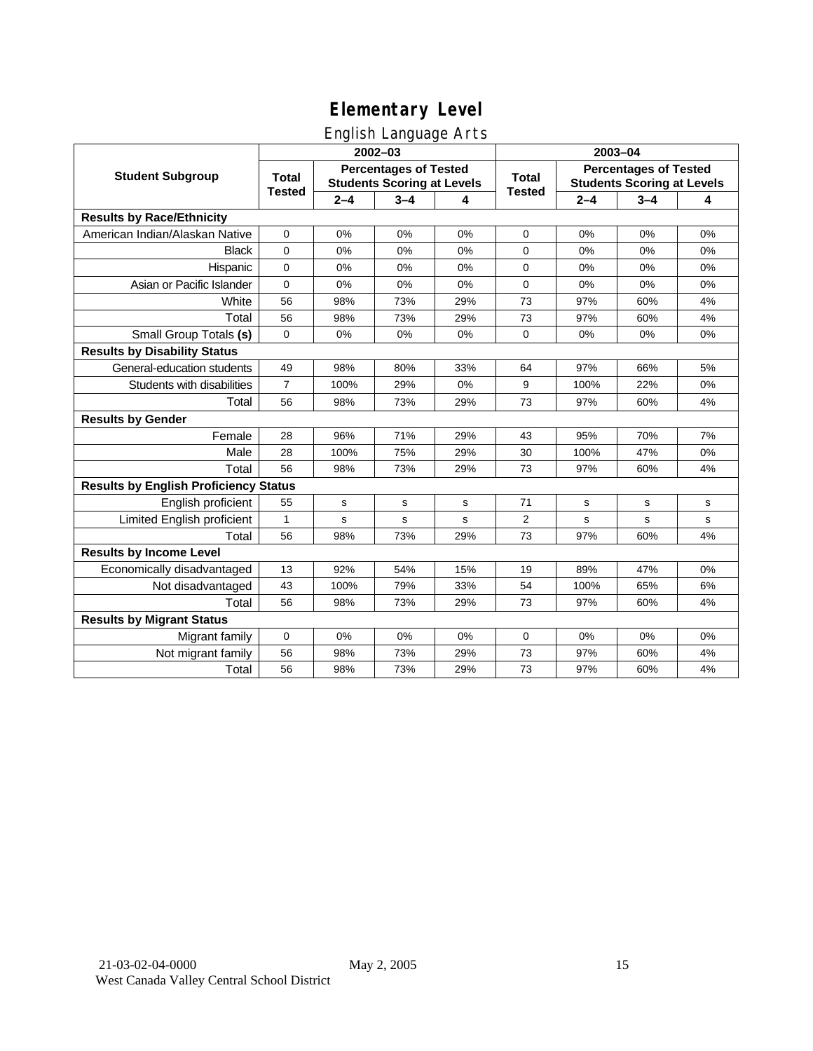# Elementary Level

## English Language Arts

| Student Subgroup | 2002–03 | | | | 2003–04 | | | |
|---|---|---|---|---|---|---|---|---|
| | Total Tested | Percentages of Tested Students Scoring at Levels | | | Total Tested | Percentages of Tested Students Scoring at Levels | | |
| | | 2–4 | 3–4 | 4 | | 2–4 | 3–4 | 4 |
| **Results by Race/Ethnicity** | | | | | | | | |
| American Indian/Alaskan Native | 0 | 0% | 0% | 0% | 0 | 0% | 0% | 0% |
| Black | 0 | 0% | 0% | 0% | 0 | 0% | 0% | 0% |
| Hispanic | 0 | 0% | 0% | 0% | 0 | 0% | 0% | 0% |
| Asian or Pacific Islander | 0 | 0% | 0% | 0% | 0 | 0% | 0% | 0% |
| White | 56 | 98% | 73% | 29% | 73 | 97% | 60% | 4% |
| Total | 56 | 98% | 73% | 29% | 73 | 97% | 60% | 4% |
| Small Group Totals **(s)** | 0 | 0% | 0% | 0% | 0 | 0% | 0% | 0% |
| **Results by Disability Status** | | | | | | | | |
| General-education students | 49 | 98% | 80% | 33% | 64 | 97% | 66% | 5% |
| Students with disabilities | 7 | 100% | 29% | 0% | 9 | 100% | 22% | 0% |
| Total | 56 | 98% | 73% | 29% | 73 | 97% | 60% | 4% |
| **Results by Gender** | | | | | | | | |
| Female | 28 | 96% | 71% | 29% | 43 | 95% | 70% | 7% |
| Male | 28 | 100% | 75% | 29% | 30 | 100% | 47% | 0% |
| Total | 56 | 98% | 73% | 29% | 73 | 97% | 60% | 4% |
| **Results by English Proficiency Status** | | | | | | | | |
| English proficient | 55 | s | s | s | 71 | s | s | s |
| Limited English proficient | 1 | s | s | s | 2 | s | s | s |
| Total | 56 | 98% | 73% | 29% | 73 | 97% | 60% | 4% |
| **Results by Income Level** | | | | | | | | |
| Economically disadvantaged | 13 | 92% | 54% | 15% | 19 | 89% | 47% | 0% |
| Not disadvantaged | 43 | 100% | 79% | 33% | 54 | 100% | 65% | 6% |
| Total | 56 | 98% | 73% | 29% | 73 | 97% | 60% | 4% |
| **Results by Migrant Status** | | | | | | | | |
| Migrant family | 0 | 0% | 0% | 0% | 0 | 0% | 0% | 0% |
| Not migrant family | 56 | 98% | 73% | 29% | 73 | 97% | 60% | 4% |
| Total | 56 | 98% | 73% | 29% | 73 | 97% | 60% | 4% |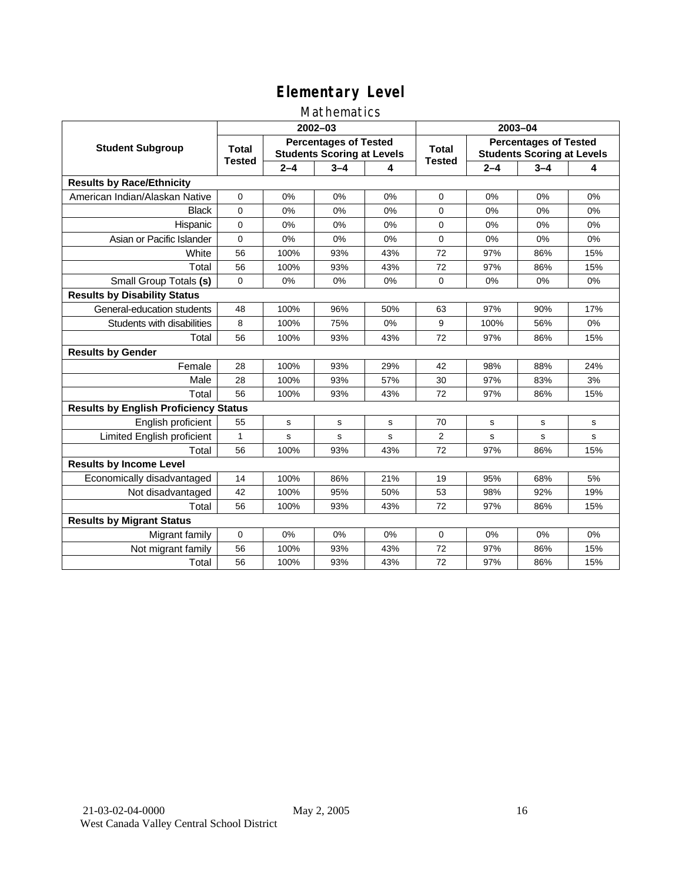# Elementary Level

## Mathematics

| Student Subgroup | 2002–03 | | | | 2003–04 | | | |
|---|---|---|---|---|---|---|---|---|
| | Total Tested | Percentages of Tested Students Scoring at Levels | | | Total Tested | Percentages of Tested Students Scoring at Levels | | |
| | | 2–4 | 3–4 | 4 | | 2–4 | 3–4 | 4 |
| **Results by Race/Ethnicity** | | | | | | | | |
| American Indian/Alaskan Native | 0 | 0% | 0% | 0% | 0 | 0% | 0% | 0% |
| Black | 0 | 0% | 0% | 0% | 0 | 0% | 0% | 0% |
| Hispanic | 0 | 0% | 0% | 0% | 0 | 0% | 0% | 0% |
| Asian or Pacific Islander | 0 | 0% | 0% | 0% | 0 | 0% | 0% | 0% |
| White | 56 | 100% | 93% | 43% | 72 | 97% | 86% | 15% |
| Total | 56 | 100% | 93% | 43% | 72 | 97% | 86% | 15% |
| Small Group Totals **(s)** | 0 | 0% | 0% | 0% | 0 | 0% | 0% | 0% |
| **Results by Disability Status** | | | | | | | | |
| General-education students | 48 | 100% | 96% | 50% | 63 | 97% | 90% | 17% |
| Students with disabilities | 8 | 100% | 75% | 0% | 9 | 100% | 56% | 0% |
| Total | 56 | 100% | 93% | 43% | 72 | 97% | 86% | 15% |
| **Results by Gender** | | | | | | | | |
| Female | 28 | 100% | 93% | 29% | 42 | 98% | 88% | 24% |
| Male | 28 | 100% | 93% | 57% | 30 | 97% | 83% | 3% |
| Total | 56 | 100% | 93% | 43% | 72 | 97% | 86% | 15% |
| **Results by English Proficiency Status** | | | | | | | | |
| English proficient | 55 | s | s | s | 70 | s | s | s |
| Limited English proficient | 1 | s | s | s | 2 | s | s | s |
| Total | 56 | 100% | 93% | 43% | 72 | 97% | 86% | 15% |
| **Results by Income Level** | | | | | | | | |
| Economically disadvantaged | 14 | 100% | 86% | 21% | 19 | 95% | 68% | 5% |
| Not disadvantaged | 42 | 100% | 95% | 50% | 53 | 98% | 92% | 19% |
| Total | 56 | 100% | 93% | 43% | 72 | 97% | 86% | 15% |
| **Results by Migrant Status** | | | | | | | | |
| Migrant family | 0 | 0% | 0% | 0% | 0 | 0% | 0% | 0% |
| Not migrant family | 56 | 100% | 93% | 43% | 72 | 97% | 86% | 15% |
| Total | 56 | 100% | 93% | 43% | 72 | 97% | 86% | 15% |

21-03-02-04-0000 May 2, 2005
West Canada Valley Central School District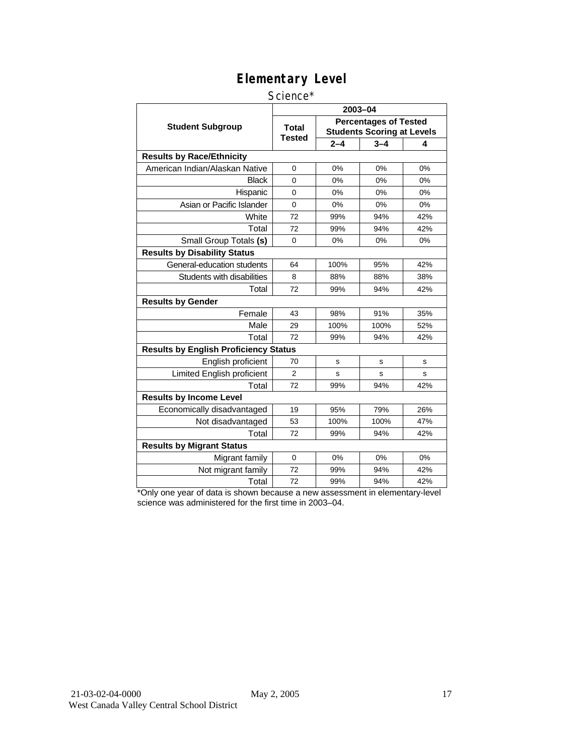# Elementary Level

## Science*

| Student Subgroup | 2003–04 | | | |
|---|---|---|---|---|
| | Total Tested | Percentages of Tested Students Scoring at Levels | | |
| | | 2–4 | 3–4 | 4 |
| **Results by Race/Ethnicity** | | | | |
| American Indian/Alaskan Native | 0 | 0% | 0% | 0% |
| Black | 0 | 0% | 0% | 0% |
| Hispanic | 0 | 0% | 0% | 0% |
| Asian or Pacific Islander | 0 | 0% | 0% | 0% |
| White | 72 | 99% | 94% | 42% |
| Total | 72 | 99% | 94% | 42% |
| Small Group Totals **(s)** | 0 | 0% | 0% | 0% |
| **Results by Disability Status** | | | | |
| General-education students | 64 | 100% | 95% | 42% |
| Students with disabilities | 8 | 88% | 88% | 38% |
| Total | 72 | 99% | 94% | 42% |
| **Results by Gender** | | | | |
| Female | 43 | 98% | 91% | 35% |
| Male | 29 | 100% | 100% | 52% |
| Total | 72 | 99% | 94% | 42% |
| **Results by English Proficiency Status** | | | | |
| English proficient | 70 | s | s | s |
| Limited English proficient | 2 | s | s | s |
| Total | 72 | 99% | 94% | 42% |
| **Results by Income Level** | | | | |
| Economically disadvantaged | 19 | 95% | 79% | 26% |
| Not disadvantaged | 53 | 100% | 100% | 47% |
| Total | 72 | 99% | 94% | 42% |
| **Results by Migrant Status** | | | | |
| Migrant family | 0 | 0% | 0% | 0% |
| Not migrant family | 72 | 99% | 94% | 42% |
| Total | 72 | 99% | 94% | 42% |

*Only one year of data is shown because a new assessment in elementary-level science was administered for the first time in 2003–04.

21-03-02-04-0000 May 2, 2005
West Canada Valley Central School District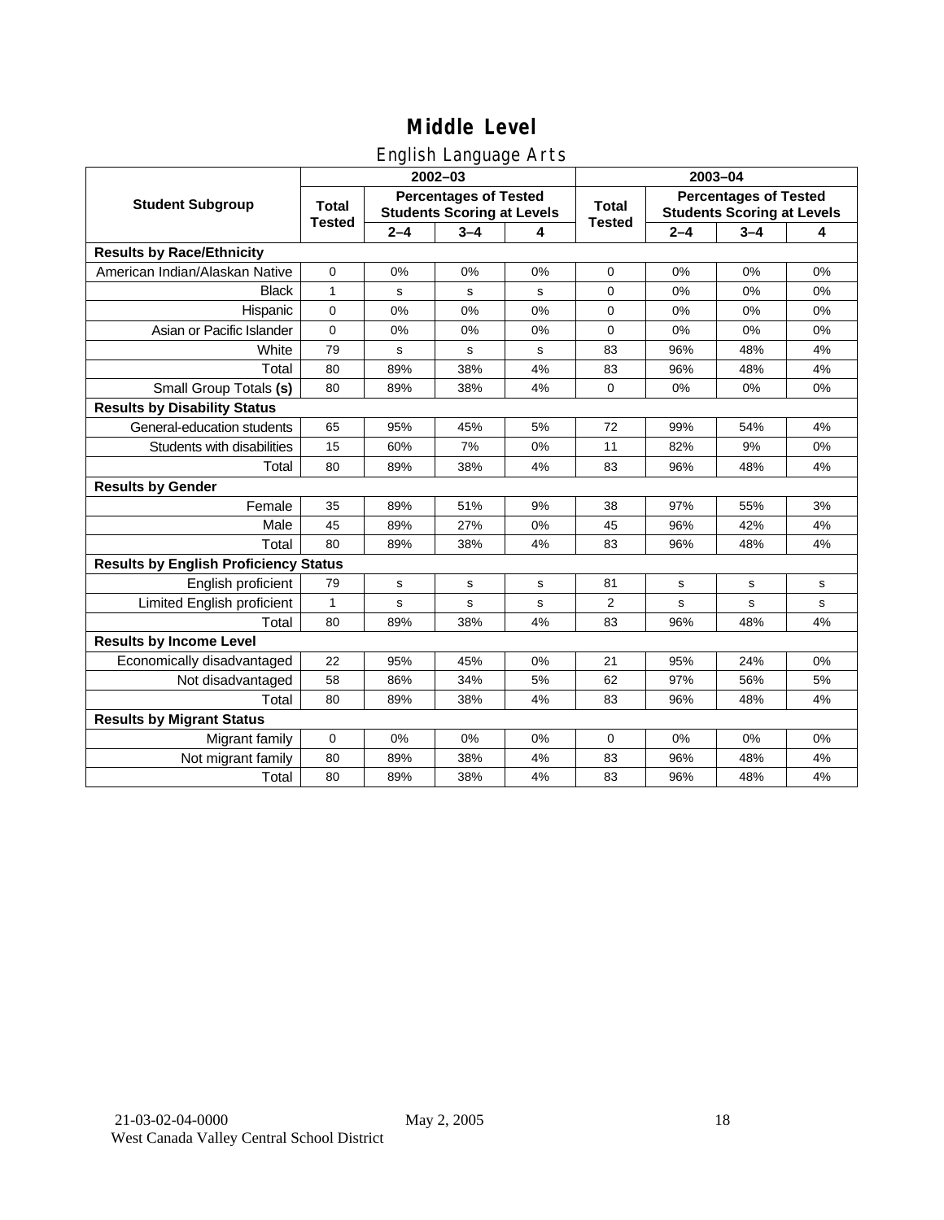# Middle Level

## English Language Arts

| Student Subgroup | 2002–03 | | | | 2003–04 | | | |
|---|---|---|---|---|---|---|---|---|
| | Total Tested | Percentages of Tested Students Scoring at Levels | | | Total Tested | Percentages of Tested Students Scoring at Levels | | |
| | | 2–4 | 3–4 | 4 | | 2–4 | 3–4 | 4 |
| **Results by Race/Ethnicity** | | | | | | | | |
| American Indian/Alaskan Native | 0 | 0% | 0% | 0% | 0 | 0% | 0% | 0% |
| Black | 1 | s | s | s | 0 | 0% | 0% | 0% |
| Hispanic | 0 | 0% | 0% | 0% | 0 | 0% | 0% | 0% |
| Asian or Pacific Islander | 0 | 0% | 0% | 0% | 0 | 0% | 0% | 0% |
| White | 79 | s | s | s | 83 | 96% | 48% | 4% |
| Total | 80 | 89% | 38% | 4% | 83 | 96% | 48% | 4% |
| Small Group Totals **(s)** | 80 | 89% | 38% | 4% | 0 | 0% | 0% | 0% |
| **Results by Disability Status** | | | | | | | | |
| General-education students | 65 | 95% | 45% | 5% | 72 | 99% | 54% | 4% |
| Students with disabilities | 15 | 60% | 7% | 0% | 11 | 82% | 9% | 0% |
| Total | 80 | 89% | 38% | 4% | 83 | 96% | 48% | 4% |
| **Results by Gender** | | | | | | | | |
| Female | 35 | 89% | 51% | 9% | 38 | 97% | 55% | 3% |
| Male | 45 | 89% | 27% | 0% | 45 | 96% | 42% | 4% |
| Total | 80 | 89% | 38% | 4% | 83 | 96% | 48% | 4% |
| **Results by English Proficiency Status** | | | | | | | | |
| English proficient | 79 | s | s | s | 81 | s | s | s |
| Limited English proficient | 1 | s | s | s | 2 | s | s | s |
| Total | 80 | 89% | 38% | 4% | 83 | 96% | 48% | 4% |
| **Results by Income Level** | | | | | | | | |
| Economically disadvantaged | 22 | 95% | 45% | 0% | 21 | 95% | 24% | 0% |
| Not disadvantaged | 58 | 86% | 34% | 5% | 62 | 97% | 56% | 5% |
| Total | 80 | 89% | 38% | 4% | 83 | 96% | 48% | 4% |
| **Results by Migrant Status** | | | | | | | | |
| Migrant family | 0 | 0% | 0% | 0% | 0 | 0% | 0% | 0% |
| Not migrant family | 80 | 89% | 38% | 4% | 83 | 96% | 48% | 4% |
| Total | 80 | 89% | 38% | 4% | 83 | 96% | 48% | 4% |

21-03-02-04-0000 May 2, 2005

West Canada Valley Central School District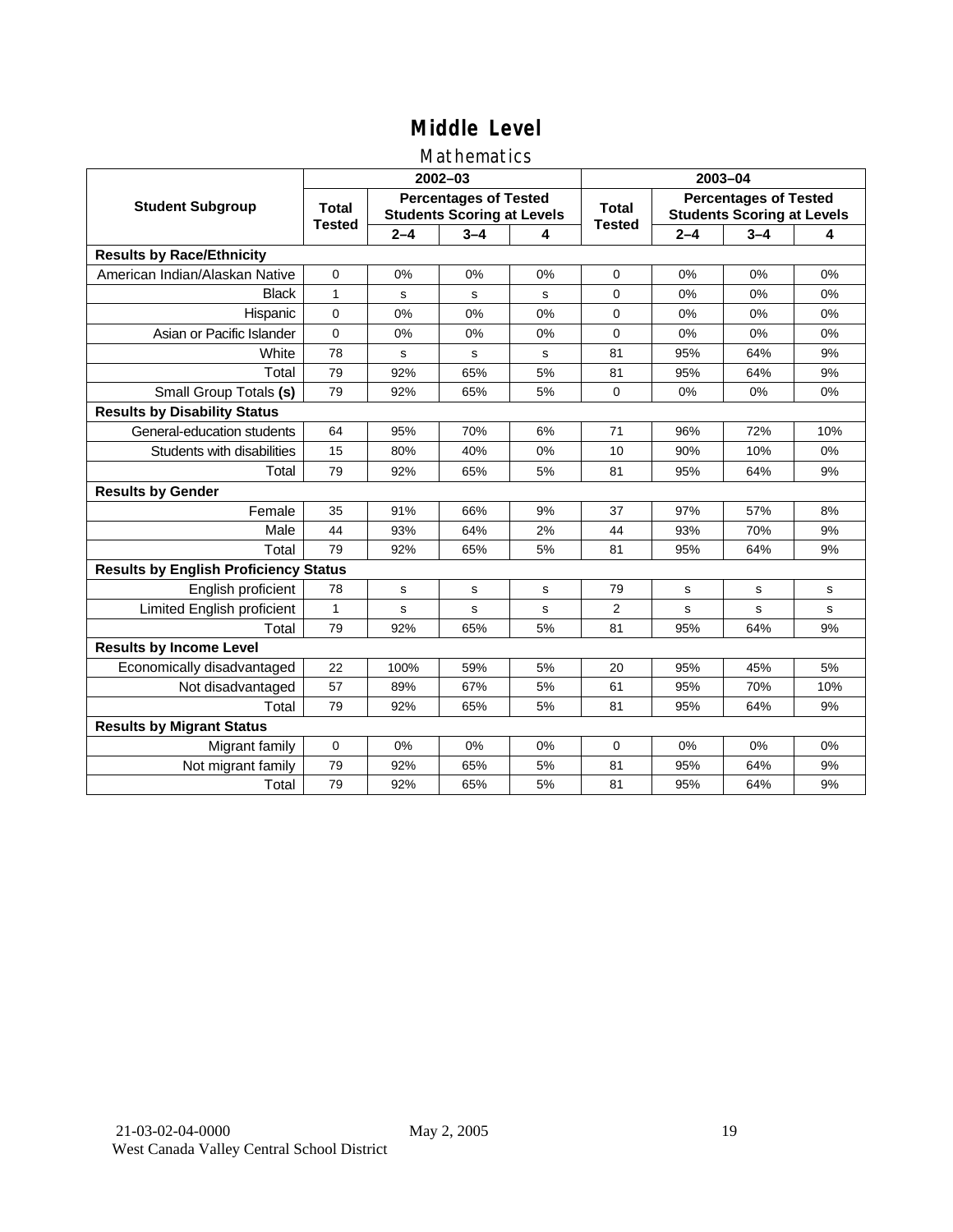# Middle Level

## Mathematics

| Student Subgroup | 2002–03 | | | | 2003–04 | | | |
|---|---|---|---|---|---|---|---|---|
| | Total Tested | Percentages of Tested Students Scoring at Levels | | | Total Tested | Percentages of Tested Students Scoring at Levels | | |
| | | 2–4 | 3–4 | 4 | | 2–4 | 3–4 | 4 |
| **Results by Race/Ethnicity** | | | | | | | | |
| American Indian/Alaskan Native | 0 | 0% | 0% | 0% | 0 | 0% | 0% | 0% |
| Black | 1 | s | s | s | 0 | 0% | 0% | 0% |
| Hispanic | 0 | 0% | 0% | 0% | 0 | 0% | 0% | 0% |
| Asian or Pacific Islander | 0 | 0% | 0% | 0% | 0 | 0% | 0% | 0% |
| White | 78 | s | s | s | 81 | 95% | 64% | 9% |
| Total | 79 | 92% | 65% | 5% | 81 | 95% | 64% | 9% |
| Small Group Totals **(s)** | 79 | 92% | 65% | 5% | 0 | 0% | 0% | 0% |
| **Results by Disability Status** | | | | | | | | |
| General-education students | 64 | 95% | 70% | 6% | 71 | 96% | 72% | 10% |
| Students with disabilities | 15 | 80% | 40% | 0% | 10 | 90% | 10% | 0% |
| Total | 79 | 92% | 65% | 5% | 81 | 95% | 64% | 9% |
| **Results by Gender** | | | | | | | | |
| Female | 35 | 91% | 66% | 9% | 37 | 97% | 57% | 8% |
| Male | 44 | 93% | 64% | 2% | 44 | 93% | 70% | 9% |
| Total | 79 | 92% | 65% | 5% | 81 | 95% | 64% | 9% |
| **Results by English Proficiency Status** | | | | | | | | |
| English proficient | 78 | s | s | s | 79 | s | s | s |
| Limited English proficient | 1 | s | s | s | 2 | s | s | s |
| Total | 79 | 92% | 65% | 5% | 81 | 95% | 64% | 9% |
| **Results by Income Level** | | | | | | | | |
| Economically disadvantaged | 22 | 100% | 59% | 5% | 20 | 95% | 45% | 5% |
| Not disadvantaged | 57 | 89% | 67% | 5% | 61 | 95% | 70% | 10% |
| Total | 79 | 92% | 65% | 5% | 81 | 95% | 64% | 9% |
| **Results by Migrant Status** | | | | | | | | |
| Migrant family | 0 | 0% | 0% | 0% | 0 | 0% | 0% | 0% |
| Not migrant family | 79 | 92% | 65% | 5% | 81 | 95% | 64% | 9% |
| Total | 79 | 92% | 65% | 5% | 81 | 95% | 64% | 9% |

21-03-02-04-0000 May 2, 2005
West Canada Valley Central School District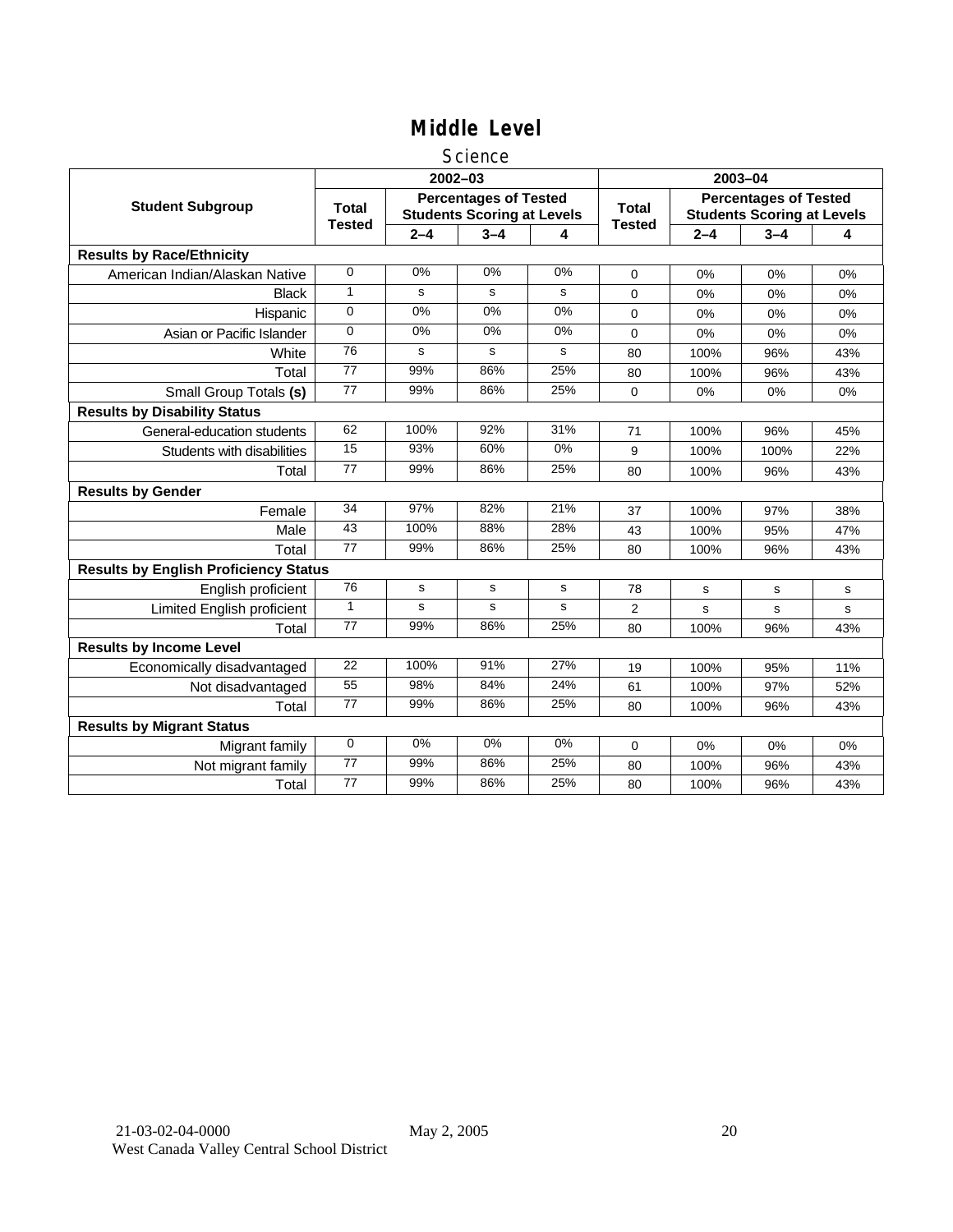# Middle Level

## Science

| Student Subgroup | 2002–03 | | | | 2003–04 | | | |
|---|---|---|---|---|---|---|---|---|
| | Total Tested | Percentages of Tested Students Scoring at Levels | | | Total Tested | Percentages of Tested Students Scoring at Levels | | |
| | | 2–4 | 3–4 | 4 | | 2–4 | 3–4 | 4 |
| **Results by Race/Ethnicity** | | | | | | | | |
| American Indian/Alaskan Native | 0 | 0% | 0% | 0% | 0 | 0% | 0% | 0% |
| Black | 1 | s | s | s | 0 | 0% | 0% | 0% |
| Hispanic | 0 | 0% | 0% | 0% | 0 | 0% | 0% | 0% |
| Asian or Pacific Islander | 0 | 0% | 0% | 0% | 0 | 0% | 0% | 0% |
| White | 76 | s | s | s | 80 | 100% | 96% | 43% |
| Total | 77 | 99% | 86% | 25% | 80 | 100% | 96% | 43% |
| Small Group Totals **(s)** | 77 | 99% | 86% | 25% | 0 | 0% | 0% | 0% |
| **Results by Disability Status** | | | | | | | | |
| General-education students | 62 | 100% | 92% | 31% | 71 | 100% | 96% | 45% |
| Students with disabilities | 15 | 93% | 60% | 0% | 9 | 100% | 100% | 22% |
| Total | 77 | 99% | 86% | 25% | 80 | 100% | 96% | 43% |
| **Results by Gender** | | | | | | | | |
| Female | 34 | 97% | 82% | 21% | 37 | 100% | 97% | 38% |
| Male | 43 | 100% | 88% | 28% | 43 | 100% | 95% | 47% |
| Total | 77 | 99% | 86% | 25% | 80 | 100% | 96% | 43% |
| **Results by English Proficiency Status** | | | | | | | | |
| English proficient | 76 | s | s | s | 78 | s | s | s |
| Limited English proficient | 1 | s | s | s | 2 | s | s | s |
| Total | 77 | 99% | 86% | 25% | 80 | 100% | 96% | 43% |
| **Results by Income Level** | | | | | | | | |
| Economically disadvantaged | 22 | 100% | 91% | 27% | 19 | 100% | 95% | 11% |
| Not disadvantaged | 55 | 98% | 84% | 24% | 61 | 100% | 97% | 52% |
| Total | 77 | 99% | 86% | 25% | 80 | 100% | 96% | 43% |
| **Results by Migrant Status** | | | | | | | | |
| Migrant family | 0 | 0% | 0% | 0% | 0 | 0% | 0% | 0% |
| Not migrant family | 77 | 99% | 86% | 25% | 80 | 100% | 96% | 43% |
| Total | 77 | 99% | 86% | 25% | 80 | 100% | 96% | 43% |

21-03-02-04-0000 May 2, 2005
West Canada Valley Central School District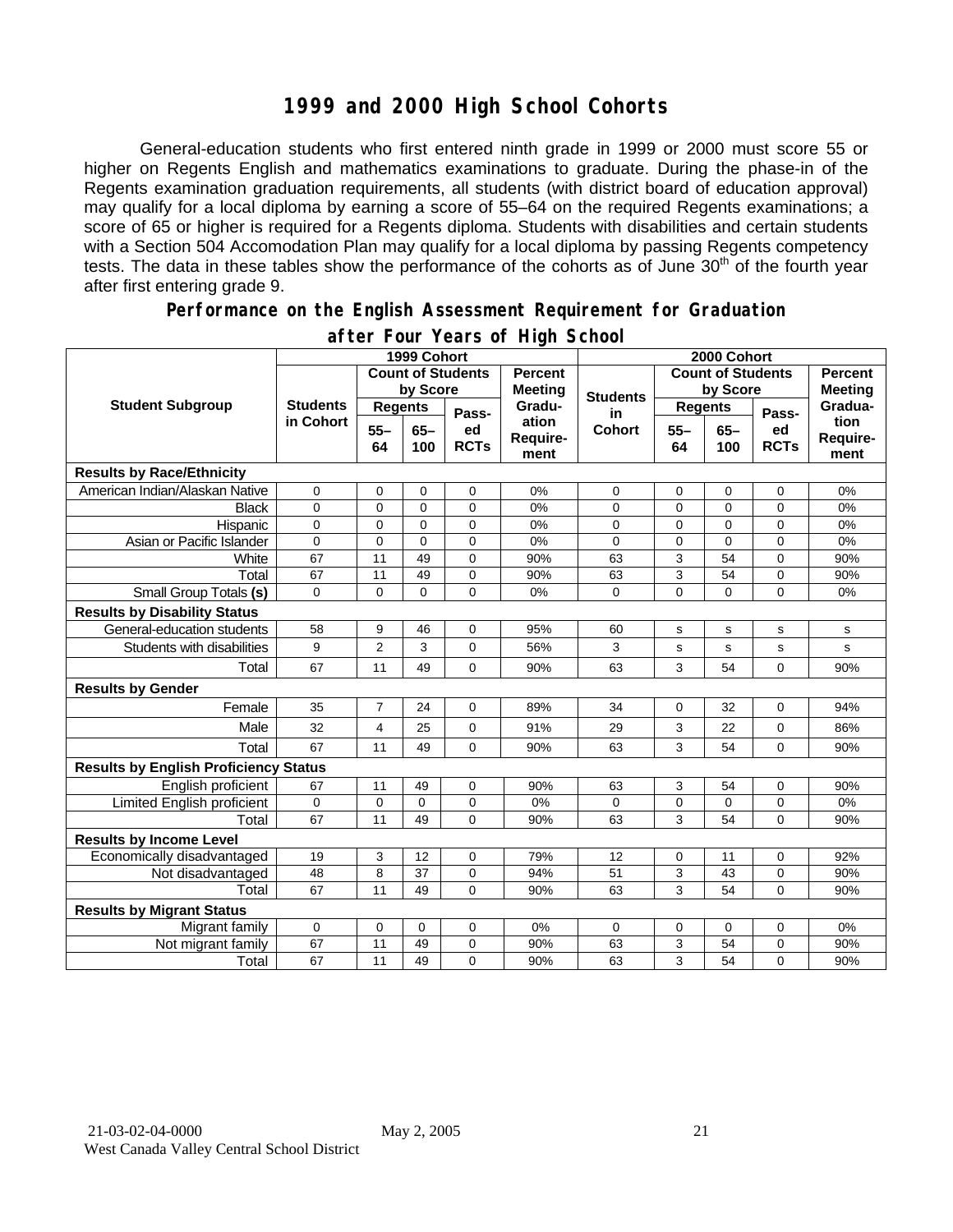# 1999 and 2000 High School Cohorts

General-education students who first entered ninth grade in 1999 or 2000 must score 55 or higher on Regents English and mathematics examinations to graduate. During the phase-in of the Regents examination graduation requirements, all students (with district board of education approval) may qualify for a local diploma by earning a score of 55–64 on the required Regents examinations; a score of 65 or higher is required for a Regents diploma. Students with disabilities and certain students with a Section 504 Accomodation Plan may qualify for a local diploma by passing Regents competency tests. The data in these tables show the performance of the cohorts as of June 30th of the fourth year after first entering grade 9.

## Performance on the English Assessment Requirement for Graduation after Four Years of High School

| Student Subgroup | 1999 Cohort | | | | | 2000 Cohort | | | | |
|---|---|---|---|---|---|---|---|---|---|---|
| | Students in Cohort | Count of Students by Score | | | Percent Meeting Graduation Requirement | Students in Cohort | Count of Students by Score | | | Percent Meeting Graduation Requirement |
| | | Regents 55–64 | Regents 65–100 | Passed RCTs | | | Regents 55–64 | Regents 65–100 | Passed RCTs | |
| **Results by Race/Ethnicity** | | | | | | | | | | |
| American Indian/Alaskan Native | 0 | 0 | 0 | 0 | 0% | 0 | 0 | 0 | 0 | 0% |
| Black | 0 | 0 | 0 | 0 | 0% | 0 | 0 | 0 | 0 | 0% |
| Hispanic | 0 | 0 | 0 | 0 | 0% | 0 | 0 | 0 | 0 | 0% |
| Asian or Pacific Islander | 0 | 0 | 0 | 0 | 0% | 0 | 0 | 0 | 0 | 0% |
| White | 67 | 11 | 49 | 0 | 90% | 63 | 3 | 54 | 0 | 90% |
| Total | 67 | 11 | 49 | 0 | 90% | 63 | 3 | 54 | 0 | 90% |
| Small Group Totals **(s)** | 0 | 0 | 0 | 0 | 0% | 0 | 0 | 0 | 0 | 0% |
| **Results by Disability Status** | | | | | | | | | | |
| General-education students | 58 | 9 | 46 | 0 | 95% | 60 | s | s | s | s |
| Students with disabilities | 9 | 2 | 3 | 0 | 56% | 3 | s | s | s | s |
| Total | 67 | 11 | 49 | 0 | 90% | 63 | 3 | 54 | 0 | 90% |
| **Results by Gender** | | | | | | | | | | |
| Female | 35 | 7 | 24 | 0 | 89% | 34 | 0 | 32 | 0 | 94% |
| Male | 32 | 4 | 25 | 0 | 91% | 29 | 3 | 22 | 0 | 86% |
| Total | 67 | 11 | 49 | 0 | 90% | 63 | 3 | 54 | 0 | 90% |
| **Results by English Proficiency Status** | | | | | | | | | | |
| English proficient | 67 | 11 | 49 | 0 | 90% | 63 | 3 | 54 | 0 | 90% |
| Limited English proficient | 0 | 0 | 0 | 0 | 0% | 0 | 0 | 0 | 0 | 0% |
| Total | 67 | 11 | 49 | 0 | 90% | 63 | 3 | 54 | 0 | 90% |
| **Results by Income Level** | | | | | | | | | | |
| Economically disadvantaged | 19 | 3 | 12 | 0 | 79% | 12 | 0 | 11 | 0 | 92% |
| Not disadvantaged | 48 | 8 | 37 | 0 | 94% | 51 | 3 | 43 | 0 | 90% |
| Total | 67 | 11 | 49 | 0 | 90% | 63 | 3 | 54 | 0 | 90% |
| **Results by Migrant Status** | | | | | | | | | | |
| Migrant family | 0 | 0 | 0 | 0 | 0% | 0 | 0 | 0 | 0 | 0% |
| Not migrant family | 67 | 11 | 49 | 0 | 90% | 63 | 3 | 54 | 0 | 90% |
| Total | 67 | 11 | 49 | 0 | 90% | 63 | 3 | 54 | 0 | 90% |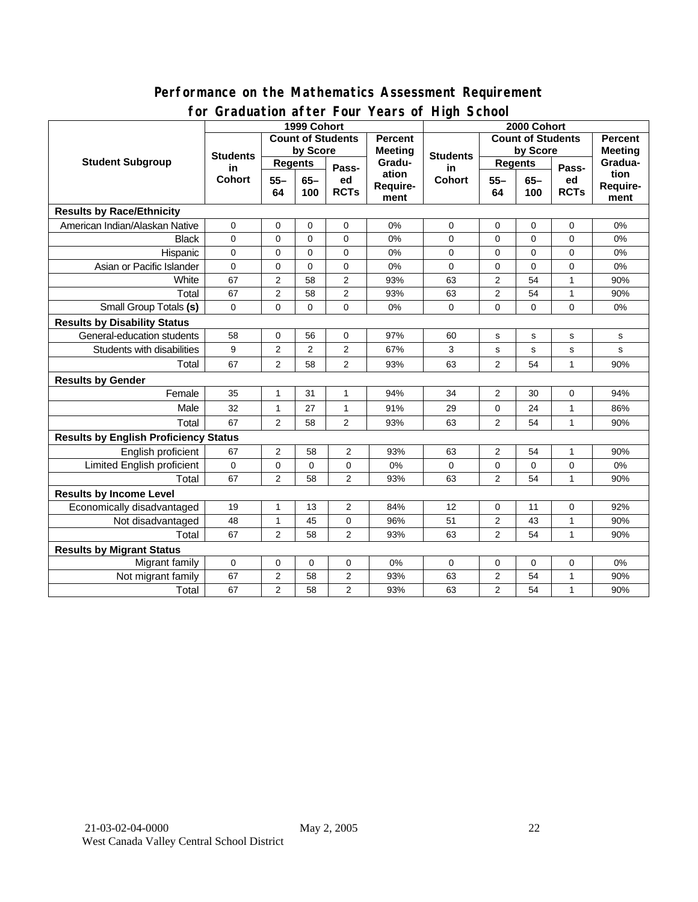## Performance on the Mathematics Assessment Requirement for Graduation after Four Years of High School

| Student Subgroup | 1999 Cohort | | | | | 2000 Cohort | | | | |
|---|---|---|---|---|---|---|---|---|---|---|
| | Students in Cohort | Count of Students by Score | | | Percent Meeting Graduation Requirement | Students in Cohort | Count of Students by Score | | | Percent Meeting Graduation Requirement |
| | | Regents | | Passed RCTs | | | Regents | | Passed RCTs | |
| | | 55–64 | 65–100 | | | | 55–64 | 65–100 | | |
| **Results by Race/Ethnicity** | | | | | | | | | | |
| American Indian/Alaskan Native | 0 | 0 | 0 | 0 | 0% | 0 | 0 | 0 | 0 | 0% |
| Black | 0 | 0 | 0 | 0 | 0% | 0 | 0 | 0 | 0 | 0% |
| Hispanic | 0 | 0 | 0 | 0 | 0% | 0 | 0 | 0 | 0 | 0% |
| Asian or Pacific Islander | 0 | 0 | 0 | 0 | 0% | 0 | 0 | 0 | 0 | 0% |
| White | 67 | 2 | 58 | 2 | 93% | 63 | 2 | 54 | 1 | 90% |
| Total | 67 | 2 | 58 | 2 | 93% | 63 | 2 | 54 | 1 | 90% |
| Small Group Totals **(s)** | 0 | 0 | 0 | 0 | 0% | 0 | 0 | 0 | 0 | 0% |
| **Results by Disability Status** | | | | | | | | | | |
| General-education students | 58 | 0 | 56 | 0 | 97% | 60 | s | s | s | s |
| Students with disabilities | 9 | 2 | 2 | 2 | 67% | 3 | s | s | s | s |
| Total | 67 | 2 | 58 | 2 | 93% | 63 | 2 | 54 | 1 | 90% |
| **Results by Gender** | | | | | | | | | | |
| Female | 35 | 1 | 31 | 1 | 94% | 34 | 2 | 30 | 0 | 94% |
| Male | 32 | 1 | 27 | 1 | 91% | 29 | 0 | 24 | 1 | 86% |
| Total | 67 | 2 | 58 | 2 | 93% | 63 | 2 | 54 | 1 | 90% |
| **Results by English Proficiency Status** | | | | | | | | | | |
| English proficient | 67 | 2 | 58 | 2 | 93% | 63 | 2 | 54 | 1 | 90% |
| Limited English proficient | 0 | 0 | 0 | 0 | 0% | 0 | 0 | 0 | 0 | 0% |
| Total | 67 | 2 | 58 | 2 | 93% | 63 | 2 | 54 | 1 | 90% |
| **Results by Income Level** | | | | | | | | | | |
| Economically disadvantaged | 19 | 1 | 13 | 2 | 84% | 12 | 0 | 11 | 0 | 92% |
| Not disadvantaged | 48 | 1 | 45 | 0 | 96% | 51 | 2 | 43 | 1 | 90% |
| Total | 67 | 2 | 58 | 2 | 93% | 63 | 2 | 54 | 1 | 90% |
| **Results by Migrant Status** | | | | | | | | | | |
| Migrant family | 0 | 0 | 0 | 0 | 0% | 0 | 0 | 0 | 0 | 0% |
| Not migrant family | 67 | 2 | 58 | 2 | 93% | 63 | 2 | 54 | 1 | 90% |
| Total | 67 | 2 | 58 | 2 | 93% | 63 | 2 | 54 | 1 | 90% |

21-03-02-04-0000 May 2, 2005
West Canada Valley Central School District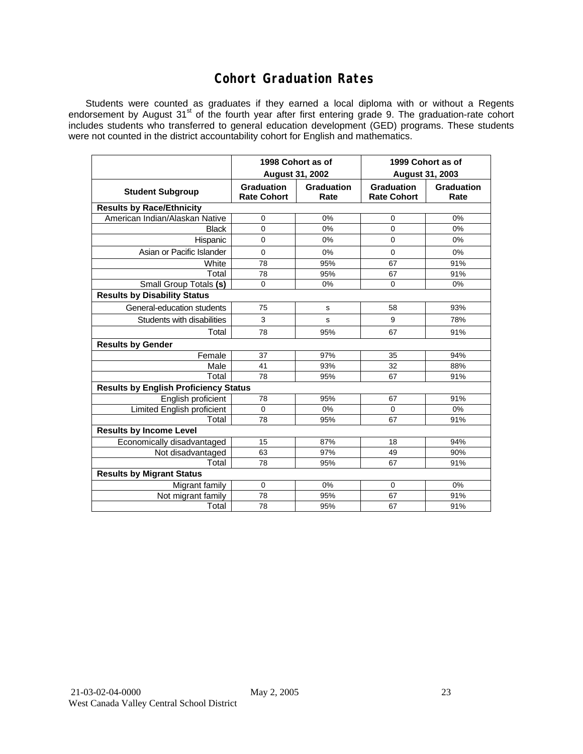# Cohort Graduation Rates

Students were counted as graduates if they earned a local diploma with or without a Regents endorsement by August 31st of the fourth year after first entering grade 9. The graduation-rate cohort includes students who transferred to general education development (GED) programs. These students were not counted in the district accountability cohort for English and mathematics.

| | 1998 Cohort as of August 31, 2002 | | 1999 Cohort as of August 31, 2003 | |
|---|---|---|---|---|
| **Student Subgroup** | **Graduation Rate Cohort** | **Graduation Rate** | **Graduation Rate Cohort** | **Graduation Rate** |
| **Results by Race/Ethnicity** | | | | |
| American Indian/Alaskan Native | 0 | 0% | 0 | 0% |
| Black | 0 | 0% | 0 | 0% |
| Hispanic | 0 | 0% | 0 | 0% |
| Asian or Pacific Islander | 0 | 0% | 0 | 0% |
| White | 78 | 95% | 67 | 91% |
| Total | 78 | 95% | 67 | 91% |
| Small Group Totals **(s)** | 0 | 0% | 0 | 0% |
| **Results by Disability Status** | | | | |
| General-education students | 75 | s | 58 | 93% |
| Students with disabilities | 3 | s | 9 | 78% |
| Total | 78 | 95% | 67 | 91% |
| **Results by Gender** | | | | |
| Female | 37 | 97% | 35 | 94% |
| Male | 41 | 93% | 32 | 88% |
| Total | 78 | 95% | 67 | 91% |
| **Results by English Proficiency Status** | | | | |
| English proficient | 78 | 95% | 67 | 91% |
| Limited English proficient | 0 | 0% | 0 | 0% |
| Total | 78 | 95% | 67 | 91% |
| **Results by Income Level** | | | | |
| Economically disadvantaged | 15 | 87% | 18 | 94% |
| Not disadvantaged | 63 | 97% | 49 | 90% |
| Total | 78 | 95% | 67 | 91% |
| **Results by Migrant Status** | | | | |
| Migrant family | 0 | 0% | 0 | 0% |
| Not migrant family | 78 | 95% | 67 | 91% |
| Total | 78 | 95% | 67 | 91% |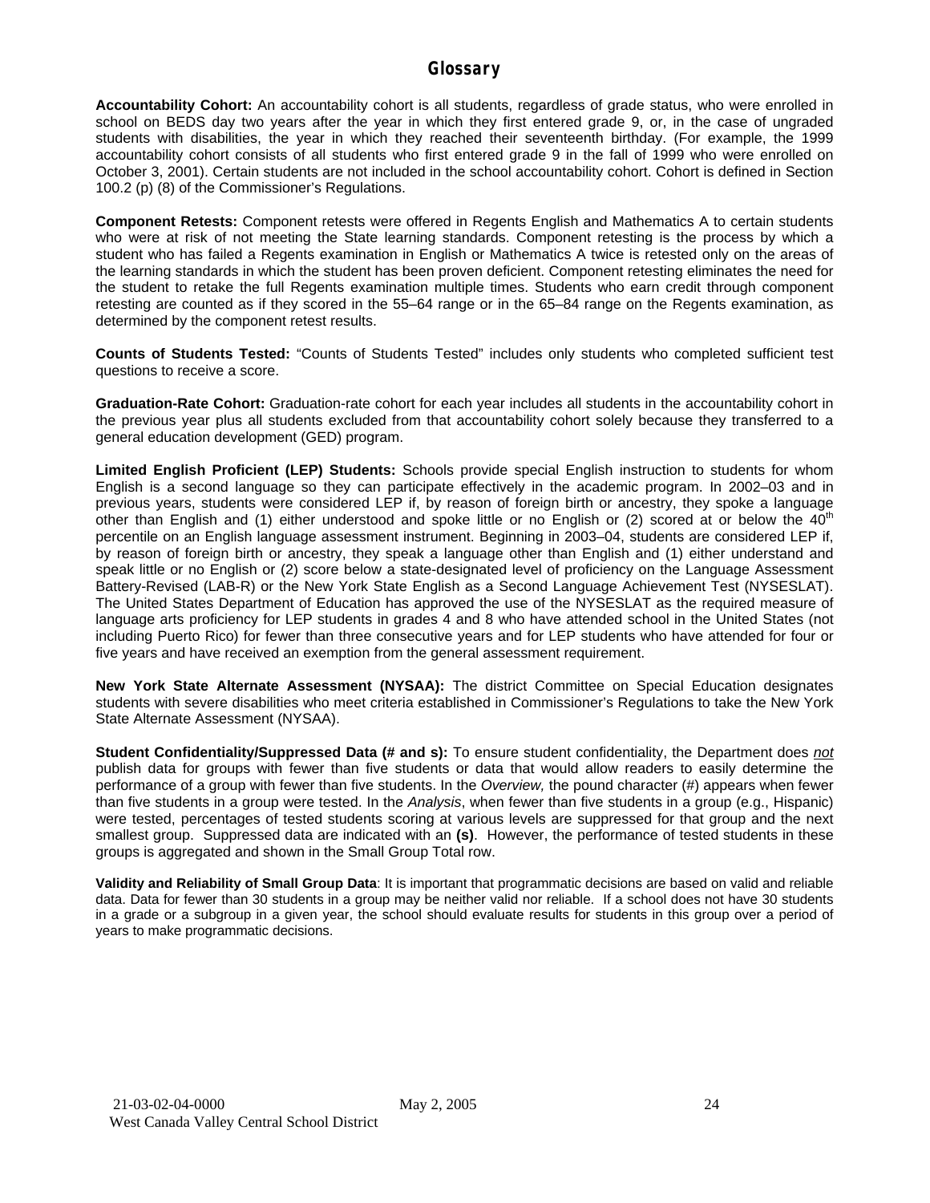# Glossary

**Accountability Cohort:** An accountability cohort is all students, regardless of grade status, who were enrolled in school on BEDS day two years after the year in which they first entered grade 9, or, in the case of ungraded students with disabilities, the year in which they reached their seventeenth birthday. (For example, the 1999 accountability cohort consists of all students who first entered grade 9 in the fall of 1999 who were enrolled on October 3, 2001). Certain students are not included in the school accountability cohort. Cohort is defined in Section 100.2 (p) (8) of the Commissioner's Regulations.

**Component Retests:** Component retests were offered in Regents English and Mathematics A to certain students who were at risk of not meeting the State learning standards. Component retesting is the process by which a student who has failed a Regents examination in English or Mathematics A twice is retested only on the areas of the learning standards in which the student has been proven deficient. Component retesting eliminates the need for the student to retake the full Regents examination multiple times. Students who earn credit through component retesting are counted as if they scored in the 55–64 range or in the 65–84 range on the Regents examination, as determined by the component retest results.

**Counts of Students Tested:** "Counts of Students Tested" includes only students who completed sufficient test questions to receive a score.

**Graduation-Rate Cohort:** Graduation-rate cohort for each year includes all students in the accountability cohort in the previous year plus all students excluded from that accountability cohort solely because they transferred to a general education development (GED) program.

**Limited English Proficient (LEP) Students:** Schools provide special English instruction to students for whom English is a second language so they can participate effectively in the academic program. In 2002–03 and in previous years, students were considered LEP if, by reason of foreign birth or ancestry, they spoke a language other than English and (1) either understood and spoke little or no English or (2) scored at or below the 40th percentile on an English language assessment instrument. Beginning in 2003–04, students are considered LEP if, by reason of foreign birth or ancestry, they speak a language other than English and (1) either understand and speak little or no English or (2) score below a state-designated level of proficiency on the Language Assessment Battery-Revised (LAB-R) or the New York State English as a Second Language Achievement Test (NYSESLAT). The United States Department of Education has approved the use of the NYSESLAT as the required measure of language arts proficiency for LEP students in grades 4 and 8 who have attended school in the United States (not including Puerto Rico) for fewer than three consecutive years and for LEP students who have attended for four or five years and have received an exemption from the general assessment requirement.

**New York State Alternate Assessment (NYSAA):** The district Committee on Special Education designates students with severe disabilities who meet criteria established in Commissioner's Regulations to take the New York State Alternate Assessment (NYSAA).

**Student Confidentiality/Suppressed Data (# and s):** To ensure student confidentiality, the Department does *not* publish data for groups with fewer than five students or data that would allow readers to easily determine the performance of a group with fewer than five students. In the *Overview,* the pound character (#) appears when fewer than five students in a group were tested. In the *Analysis*, when fewer than five students in a group (e.g., Hispanic) were tested, percentages of tested students scoring at various levels are suppressed for that group and the next smallest group. Suppressed data are indicated with an **(s)**. However, the performance of tested students in these groups is aggregated and shown in the Small Group Total row.

**Validity and Reliability of Small Group Data**: It is important that programmatic decisions are based on valid and reliable data. Data for fewer than 30 students in a group may be neither valid nor reliable. If a school does not have 30 students in a grade or a subgroup in a given year, the school should evaluate results for students in this group over a period of years to make programmatic decisions.